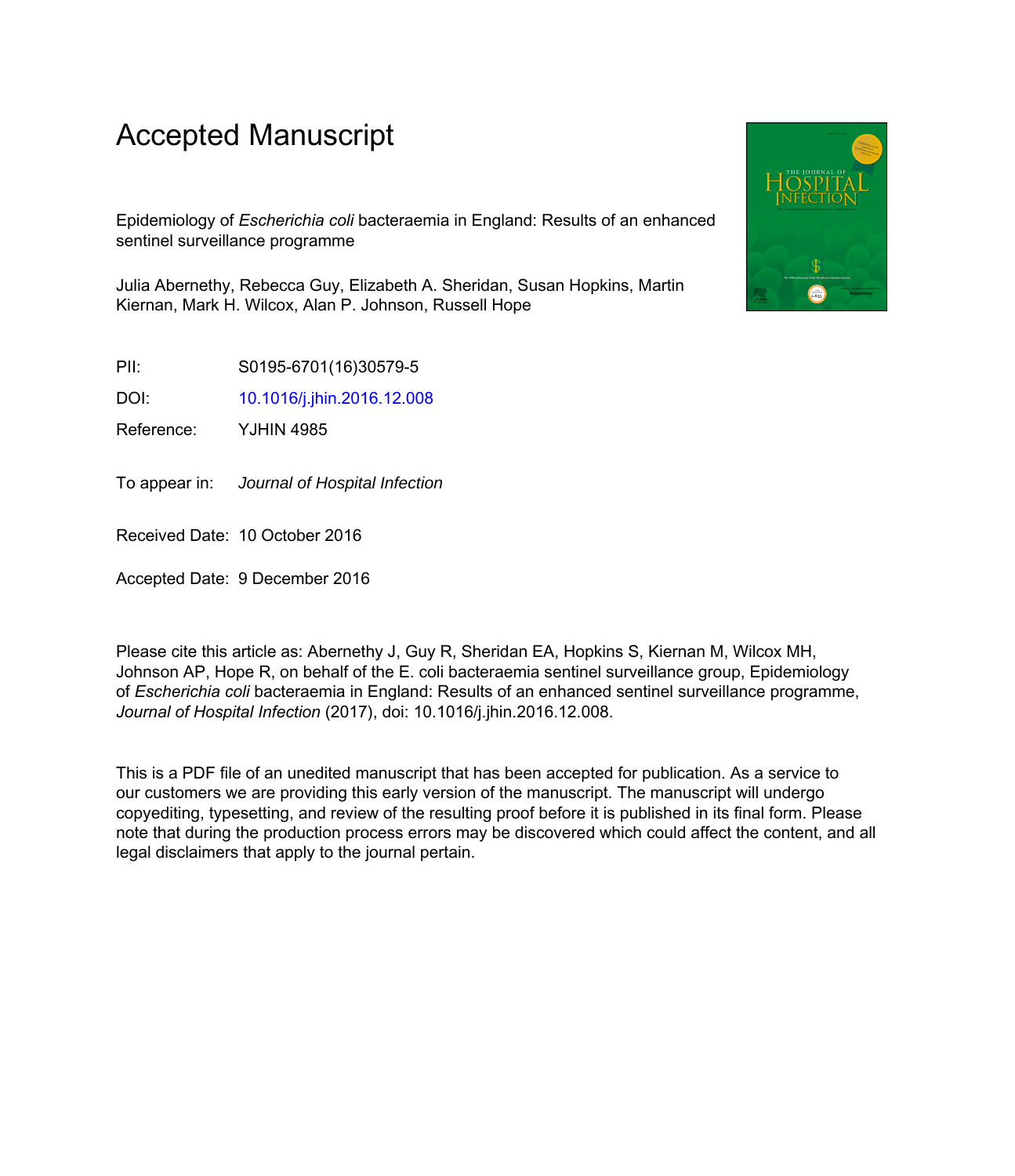# Accepted Manuscript

Epidemiology of *Escherichia coli* bacteraemia in England: Results of an enhanced sentinel surveillance programme

Julia Abernethy, Rebecca Guy, Elizabeth A. Sheridan, Susan Hopkins, Martin Kiernan, Mark H. Wilcox, Alan P. Johnson, Russell Hope

PII: S0195-6701(16)30579-5

DOI: 10.1016/j.jhin.2016.12.008

Reference: YJHIN 4985

To appear in: *Journal of Hospital Infection*

Received Date: 10 October 2016

Accepted Date: 9 December 2016

Please cite this article as: Abernethy J, Guy R, Sheridan EA, Hopkins S, Kiernan M, Wilcox MH, Johnson AP, Hope R, on behalf of the E. coli bacteraemia sentinel surveillance group, Epidemiology of *Escherichia coli* bacteraemia in England: Results of an enhanced sentinel surveillance programme, *Journal of Hospital Infection* (2017), doi: 10.1016/j.jhin.2016.12.008.

This is a PDF file of an unedited manuscript that has been accepted for publication. As a service to our customers we are providing this early version of the manuscript. The manuscript will undergo copyediting, typesetting, and review of the resulting proof before it is published in its final form. Please note that during the production process errors may be discovered which could affect the content, and all legal disclaimers that apply to the journal pertain.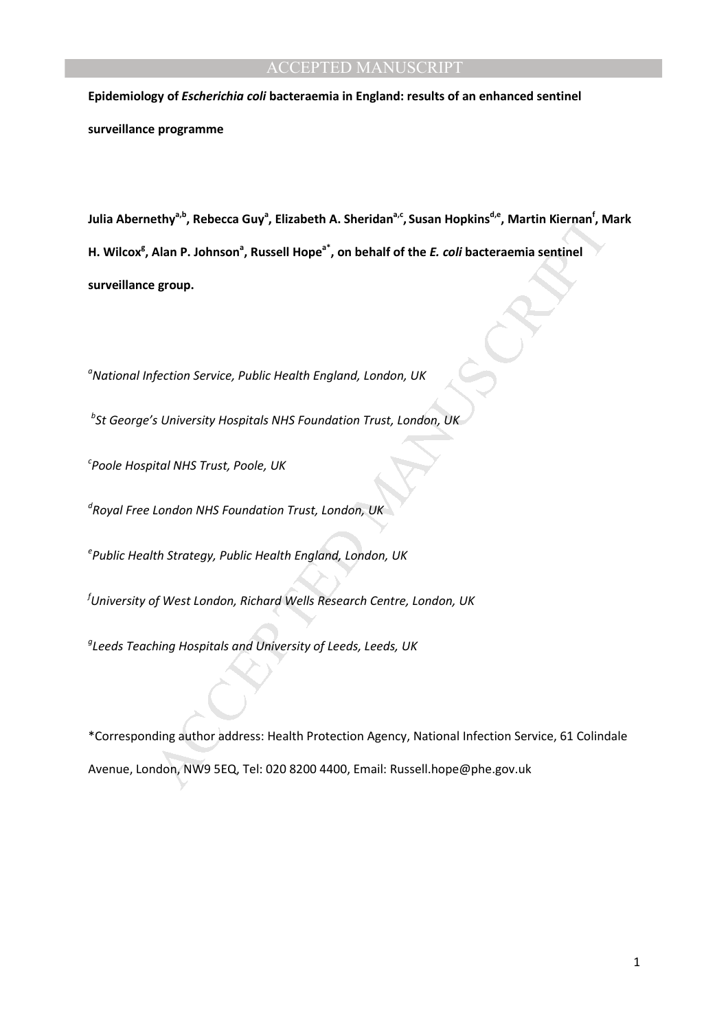**Epidemiology of *Escherichia coli* bacteraemia in England: results of an enhanced sentinel surveillance programme**

**Julia Abernethy[a,b], Rebecca Guy[a], Elizabeth A. Sheridan[a,c], Susan Hopkins[d,e], Martin Kiernan[f], Mark H. Wilcox[g], Alan P. Johnson[a], Russell Hope[a*], on behalf of the *E. coli* bacteraemia sentinel surveillance group.**

[a]*National Infection Service, Public Health England, London, UK*

[b]*St George's University Hospitals NHS Foundation Trust, London, UK*

[c]*Poole Hospital NHS Trust, Poole, UK*

[d]*Royal Free London NHS Foundation Trust, London, UK*

[e]*Public Health Strategy, Public Health England, London, UK*

[f]*University of West London, Richard Wells Research Centre, London, UK*

[g]*Leeds Teaching Hospitals and University of Leeds, Leeds, UK*

*Corresponding author address: Health Protection Agency, National Infection Service, 61 Colindale Avenue, London, NW9 5EQ, Tel: 020 8200 4400, Email: Russell.hope@phe.gov.uk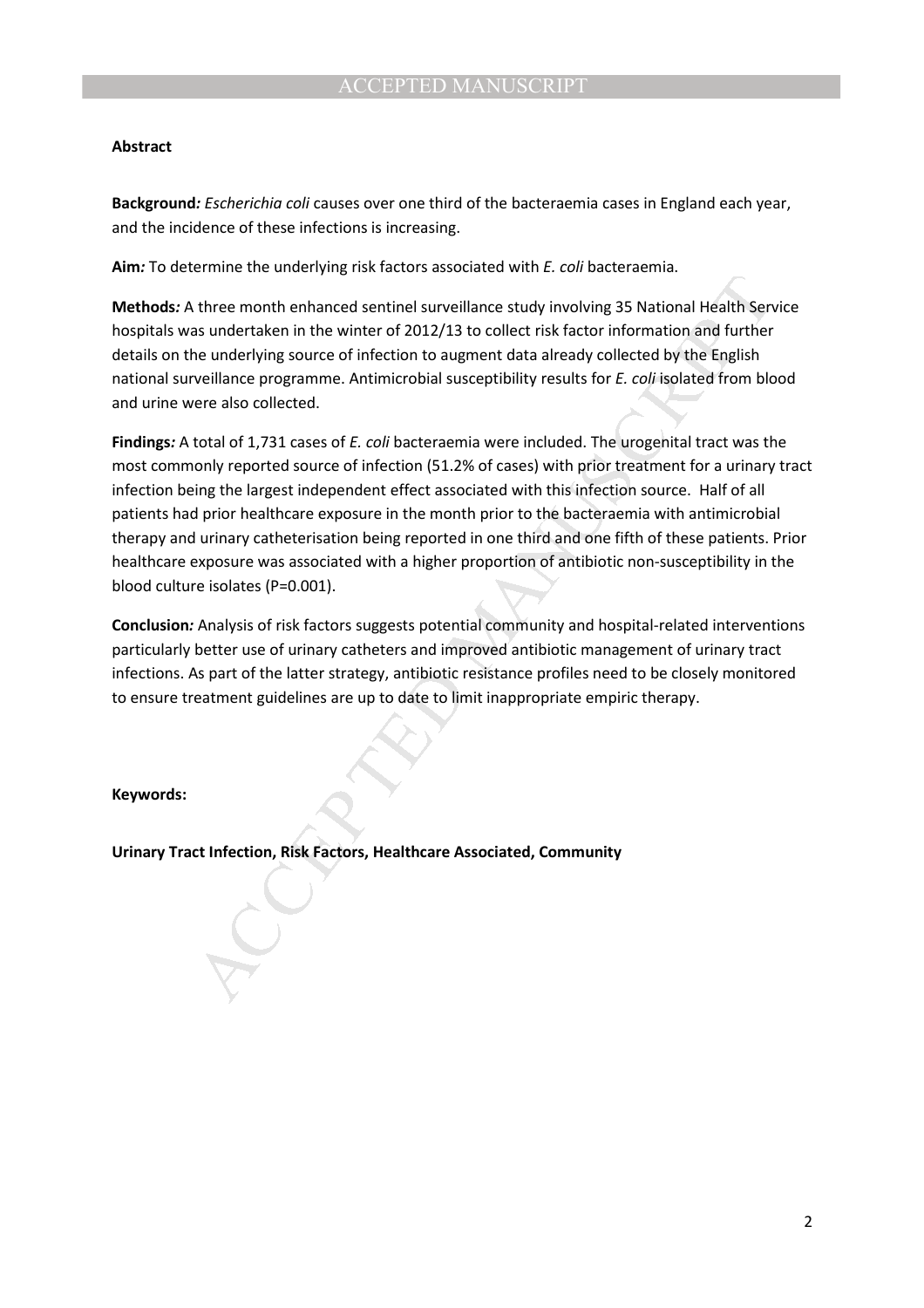**Abstract**

**Background***:* *Escherichia coli* causes over one third of the bacteraemia cases in England each year, and the incidence of these infections is increasing.

**Aim***:* To determine the underlying risk factors associated with *E. coli* bacteraemia.

**Methods***:* A three month enhanced sentinel surveillance study involving 35 National Health Service hospitals was undertaken in the winter of 2012/13 to collect risk factor information and further details on the underlying source of infection to augment data already collected by the English national surveillance programme. Antimicrobial susceptibility results for *E. coli* isolated from blood and urine were also collected.

**Findings***:* A total of 1,731 cases of *E. coli* bacteraemia were included. The urogenital tract was the most commonly reported source of infection (51.2% of cases) with prior treatment for a urinary tract infection being the largest independent effect associated with this infection source. Half of all patients had prior healthcare exposure in the month prior to the bacteraemia with antimicrobial therapy and urinary catheterisation being reported in one third and one fifth of these patients. Prior healthcare exposure was associated with a higher proportion of antibiotic non-susceptibility in the blood culture isolates (P=0.001).

**Conclusion***:* Analysis of risk factors suggests potential community and hospital-related interventions particularly better use of urinary catheters and improved antibiotic management of urinary tract infections. As part of the latter strategy, antibiotic resistance profiles need to be closely monitored to ensure treatment guidelines are up to date to limit inappropriate empiric therapy.

**Keywords:**

**Urinary Tract Infection, Risk Factors, Healthcare Associated, Community**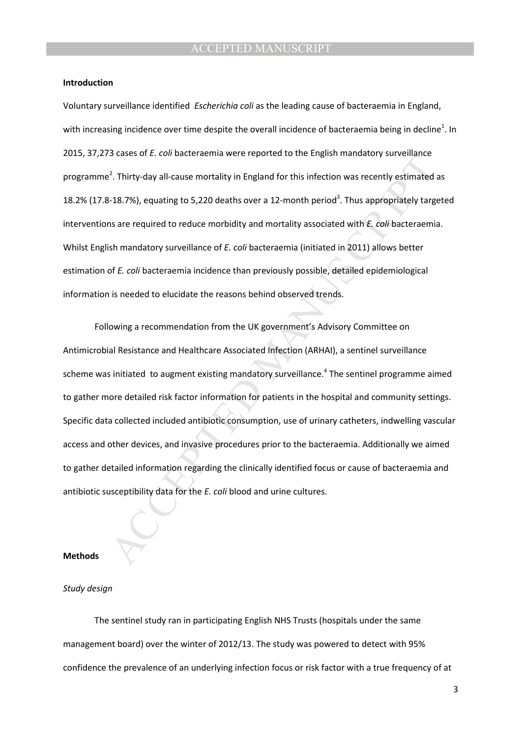### Introduction

Voluntary surveillance identified *Escherichia coli* as the leading cause of bacteraemia in England, with increasing incidence over time despite the overall incidence of bacteraemia being in decline[1]. In 2015, 37,273 cases of *E. coli* bacteraemia were reported to the English mandatory surveillance programme[2]. Thirty-day all-cause mortality in England for this infection was recently estimated as 18.2% (17.8-18.7%), equating to 5,220 deaths over a 12-month period[3]. Thus appropriately targeted interventions are required to reduce morbidity and mortality associated with *E. coli* bacteraemia. Whilst English mandatory surveillance of *E. coli* bacteraemia (initiated in 2011) allows better estimation of *E. coli* bacteraemia incidence than previously possible, detailed epidemiological information is needed to elucidate the reasons behind observed trends.

Following a recommendation from the UK government's Advisory Committee on Antimicrobial Resistance and Healthcare Associated Infection (ARHAI), a sentinel surveillance scheme was initiated to augment existing mandatory surveillance.[4] The sentinel programme aimed to gather more detailed risk factor information for patients in the hospital and community settings. Specific data collected included antibiotic consumption, use of urinary catheters, indwelling vascular access and other devices, and invasive procedures prior to the bacteraemia. Additionally we aimed to gather detailed information regarding the clinically identified focus or cause of bacteraemia and antibiotic susceptibility data for the *E. coli* blood and urine cultures.

### Methods

#### *Study design*

The sentinel study ran in participating English NHS Trusts (hospitals under the same management board) over the winter of 2012/13. The study was powered to detect with 95% confidence the prevalence of an underlying infection focus or risk factor with a true frequency of at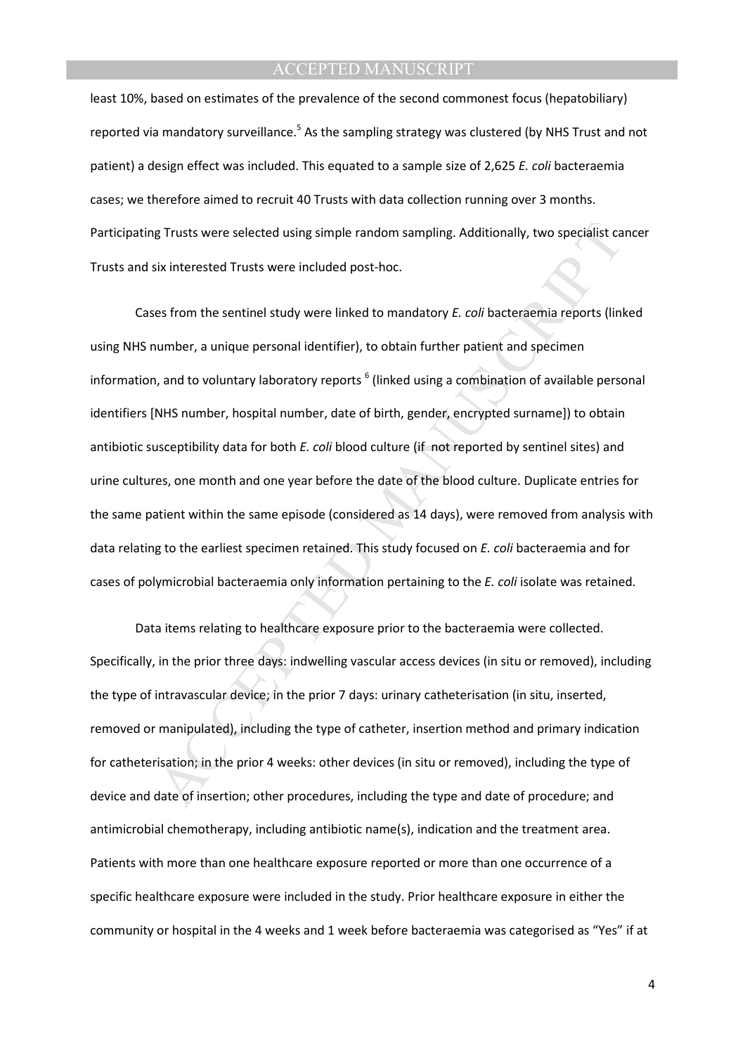least 10%, based on estimates of the prevalence of the second commonest focus (hepatobiliary) reported via mandatory surveillance.[5] As the sampling strategy was clustered (by NHS Trust and not patient) a design effect was included. This equated to a sample size of 2,625 *E. coli* bacteraemia cases; we therefore aimed to recruit 40 Trusts with data collection running over 3 months. Participating Trusts were selected using simple random sampling. Additionally, two specialist cancer Trusts and six interested Trusts were included post-hoc.

Cases from the sentinel study were linked to mandatory *E. coli* bacteraemia reports (linked using NHS number, a unique personal identifier), to obtain further patient and specimen information, and to voluntary laboratory reports [6] (linked using a combination of available personal identifiers [NHS number, hospital number, date of birth, gender, encrypted surname]) to obtain antibiotic susceptibility data for both *E. coli* blood culture (if not reported by sentinel sites) and urine cultures, one month and one year before the date of the blood culture. Duplicate entries for the same patient within the same episode (considered as 14 days), were removed from analysis with data relating to the earliest specimen retained. This study focused on *E. coli* bacteraemia and for cases of polymicrobial bacteraemia only information pertaining to the *E. coli* isolate was retained.

Data items relating to healthcare exposure prior to the bacteraemia were collected. Specifically, in the prior three days: indwelling vascular access devices (in situ or removed), including the type of intravascular device; in the prior 7 days: urinary catheterisation (in situ, inserted, removed or manipulated), including the type of catheter, insertion method and primary indication for catheterisation; in the prior 4 weeks: other devices (in situ or removed), including the type of device and date of insertion; other procedures, including the type and date of procedure; and antimicrobial chemotherapy, including antibiotic name(s), indication and the treatment area. Patients with more than one healthcare exposure reported or more than one occurrence of a specific healthcare exposure were included in the study. Prior healthcare exposure in either the community or hospital in the 4 weeks and 1 week before bacteraemia was categorised as "Yes" if at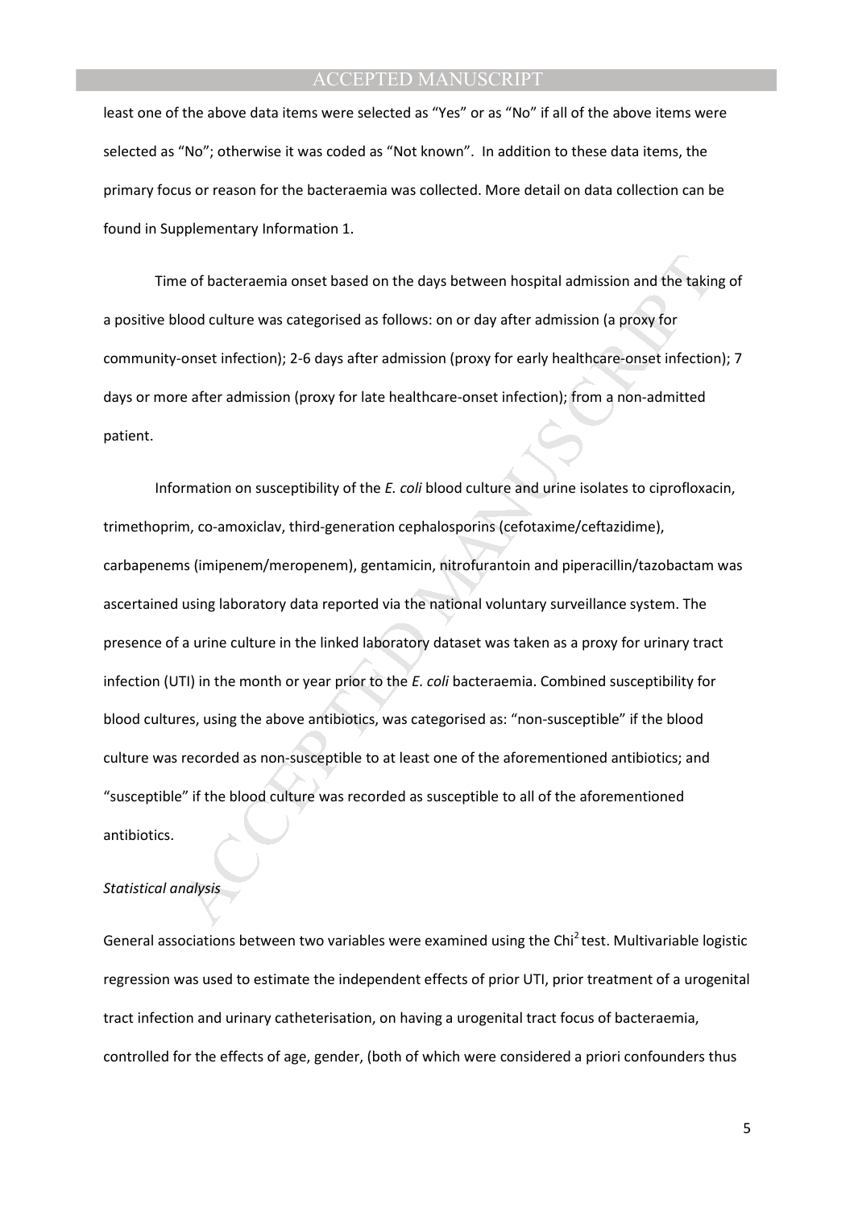least one of the above data items were selected as "Yes" or as "No" if all of the above items were selected as "No"; otherwise it was coded as "Not known". In addition to these data items, the primary focus or reason for the bacteraemia was collected. More detail on data collection can be found in Supplementary Information 1.

Time of bacteraemia onset based on the days between hospital admission and the taking of a positive blood culture was categorised as follows: on or day after admission (a proxy for community-onset infection); 2-6 days after admission (proxy for early healthcare-onset infection); 7 days or more after admission (proxy for late healthcare-onset infection); from a non-admitted patient.

Information on susceptibility of the *E. coli* blood culture and urine isolates to ciprofloxacin, trimethoprim, co-amoxiclav, third-generation cephalosporins (cefotaxime/ceftazidime), carbapenems (imipenem/meropenem), gentamicin, nitrofurantoin and piperacillin/tazobactam was ascertained using laboratory data reported via the national voluntary surveillance system. The presence of a urine culture in the linked laboratory dataset was taken as a proxy for urinary tract infection (UTI) in the month or year prior to the *E. coli* bacteraemia. Combined susceptibility for blood cultures, using the above antibiotics, was categorised as: "non-susceptible" if the blood culture was recorded as non-susceptible to at least one of the aforementioned antibiotics; and "susceptible" if the blood culture was recorded as susceptible to all of the aforementioned antibiotics.

*Statistical analysis*

General associations between two variables were examined using the $Chi^2$ test. Multivariable logistic regression was used to estimate the independent effects of prior UTI, prior treatment of a urogenital tract infection and urinary catheterisation, on having a urogenital tract focus of bacteraemia, controlled for the effects of age, gender, (both of which were considered a priori confounders thus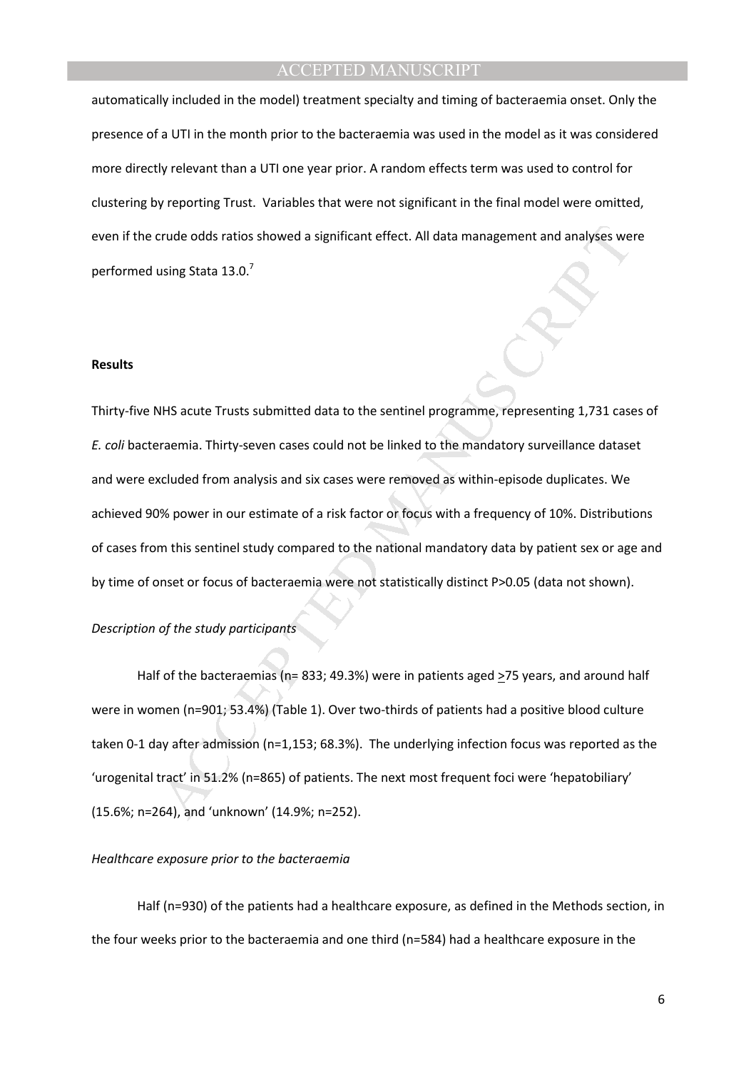automatically included in the model) treatment specialty and timing of bacteraemia onset. Only the presence of a UTI in the month prior to the bacteraemia was used in the model as it was considered more directly relevant than a UTI one year prior. A random effects term was used to control for clustering by reporting Trust. Variables that were not significant in the final model were omitted, even if the crude odds ratios showed a significant effect. All data management and analyses were performed using Stata 13.0.[7]

**Results**

Thirty-five NHS acute Trusts submitted data to the sentinel programme, representing 1,731 cases of *E. coli* bacteraemia. Thirty-seven cases could not be linked to the mandatory surveillance dataset and were excluded from analysis and six cases were removed as within-episode duplicates. We achieved 90% power in our estimate of a risk factor or focus with a frequency of 10%. Distributions of cases from this sentinel study compared to the national mandatory data by patient sex or age and by time of onset or focus of bacteraemia were not statistically distinct P>0.05 (data not shown).

*Description of the study participants*

Half of the bacteraemias (n= 833; 49.3%) were in patients aged ≥75 years, and around half were in women (n=901; 53.4%) (Table 1). Over two-thirds of patients had a positive blood culture taken 0-1 day after admission (n=1,153; 68.3%). The underlying infection focus was reported as the 'urogenital tract' in 51.2% (n=865) of patients. The next most frequent foci were 'hepatobiliary' (15.6%; n=264), and 'unknown' (14.9%; n=252).

*Healthcare exposure prior to the bacteraemia*

Half (n=930) of the patients had a healthcare exposure, as defined in the Methods section, in the four weeks prior to the bacteraemia and one third (n=584) had a healthcare exposure in the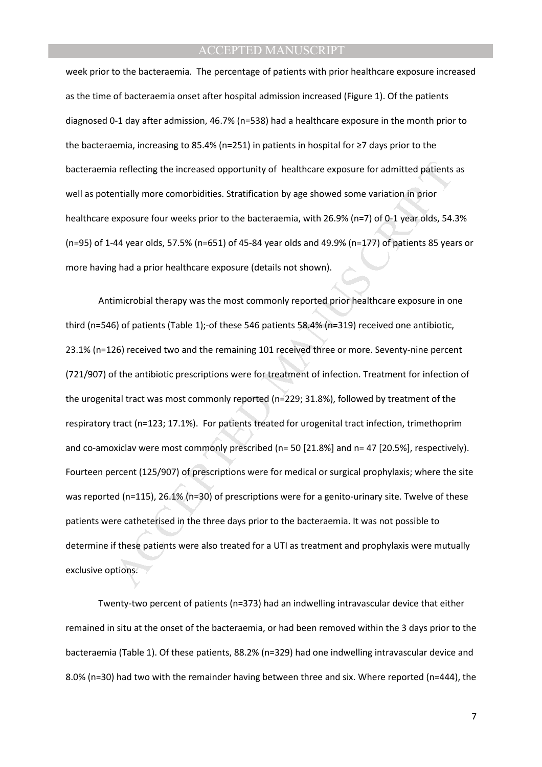week prior to the bacteraemia. The percentage of patients with prior healthcare exposure increased as the time of bacteraemia onset after hospital admission increased (Figure 1). Of the patients diagnosed 0-1 day after admission, 46.7% (n=538) had a healthcare exposure in the month prior to the bacteraemia, increasing to 85.4% (n=251) in patients in hospital for ≥7 days prior to the bacteraemia reflecting the increased opportunity of healthcare exposure for admitted patients as well as potentially more comorbidities. Stratification by age showed some variation in prior healthcare exposure four weeks prior to the bacteraemia, with 26.9% (n=7) of 0-1 year olds, 54.3% (n=95) of 1-44 year olds, 57.5% (n=651) of 45-84 year olds and 49.9% (n=177) of patients 85 years or more having had a prior healthcare exposure (details not shown).

Antimicrobial therapy was the most commonly reported prior healthcare exposure in one third (n=546) of patients (Table 1);-of these 546 patients 58.4% (n=319) received one antibiotic, 23.1% (n=126) received two and the remaining 101 received three or more. Seventy-nine percent (721/907) of the antibiotic prescriptions were for treatment of infection. Treatment for infection of the urogenital tract was most commonly reported (n=229; 31.8%), followed by treatment of the respiratory tract (n=123; 17.1%). For patients treated for urogenital tract infection, trimethoprim and co-amoxiclav were most commonly prescribed (n= 50 [21.8%] and n= 47 [20.5%], respectively). Fourteen percent (125/907) of prescriptions were for medical or surgical prophylaxis; where the site was reported (n=115), 26.1% (n=30) of prescriptions were for a genito-urinary site. Twelve of these patients were catheterised in the three days prior to the bacteraemia. It was not possible to determine if these patients were also treated for a UTI as treatment and prophylaxis were mutually exclusive options.

Twenty-two percent of patients (n=373) had an indwelling intravascular device that either remained in situ at the onset of the bacteraemia, or had been removed within the 3 days prior to the bacteraemia (Table 1). Of these patients, 88.2% (n=329) had one indwelling intravascular device and 8.0% (n=30) had two with the remainder having between three and six. Where reported (n=444), the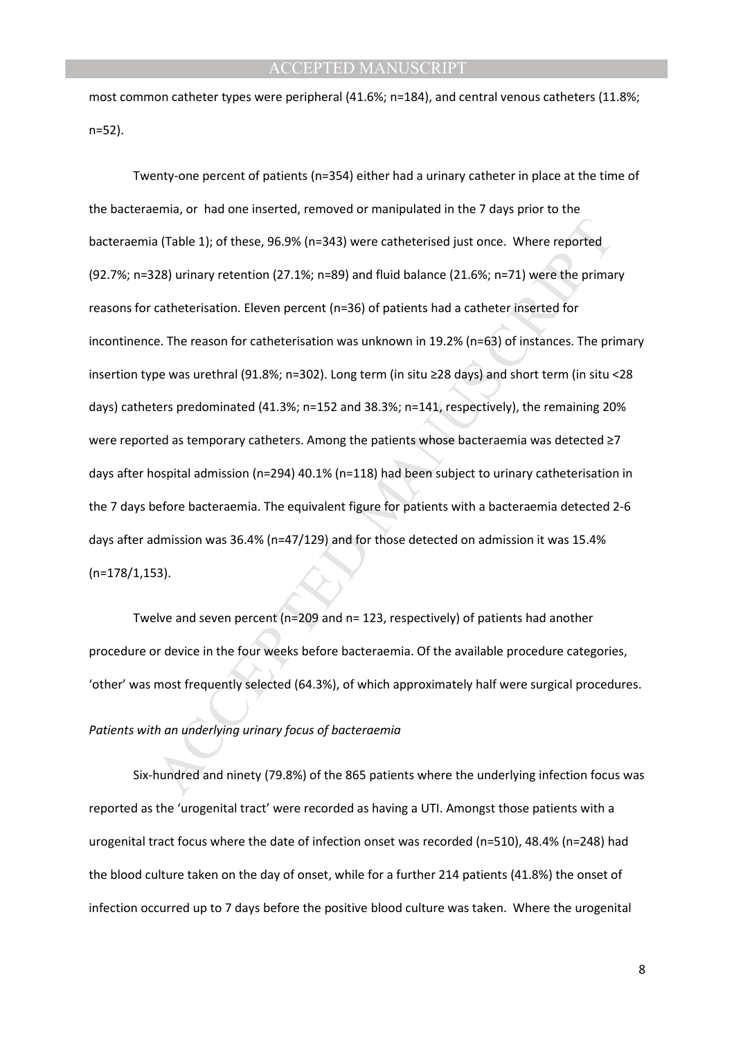most common catheter types were peripheral (41.6%; n=184), and central venous catheters (11.8%; n=52).

Twenty-one percent of patients (n=354) either had a urinary catheter in place at the time of the bacteraemia, or had one inserted, removed or manipulated in the 7 days prior to the bacteraemia (Table 1); of these, 96.9% (n=343) were catheterised just once. Where reported (92.7%; n=328) urinary retention (27.1%; n=89) and fluid balance (21.6%; n=71) were the primary reasons for catheterisation. Eleven percent (n=36) of patients had a catheter inserted for incontinence. The reason for catheterisation was unknown in 19.2% (n=63) of instances. The primary insertion type was urethral (91.8%; n=302). Long term (in situ ≥28 days) and short term (in situ <28 days) catheters predominated (41.3%; n=152 and 38.3%; n=141, respectively), the remaining 20% were reported as temporary catheters. Among the patients whose bacteraemia was detected ≥7 days after hospital admission (n=294) 40.1% (n=118) had been subject to urinary catheterisation in the 7 days before bacteraemia. The equivalent figure for patients with a bacteraemia detected 2-6 days after admission was 36.4% (n=47/129) and for those detected on admission it was 15.4% (n=178/1,153).

Twelve and seven percent (n=209 and n= 123, respectively) of patients had another procedure or device in the four weeks before bacteraemia. Of the available procedure categories, 'other' was most frequently selected (64.3%), of which approximately half were surgical procedures.

*Patients with an underlying urinary focus of bacteraemia*

Six-hundred and ninety (79.8%) of the 865 patients where the underlying infection focus was reported as the 'urogenital tract' were recorded as having a UTI. Amongst those patients with a urogenital tract focus where the date of infection onset was recorded (n=510), 48.4% (n=248) had the blood culture taken on the day of onset, while for a further 214 patients (41.8%) the onset of infection occurred up to 7 days before the positive blood culture was taken. Where the urogenital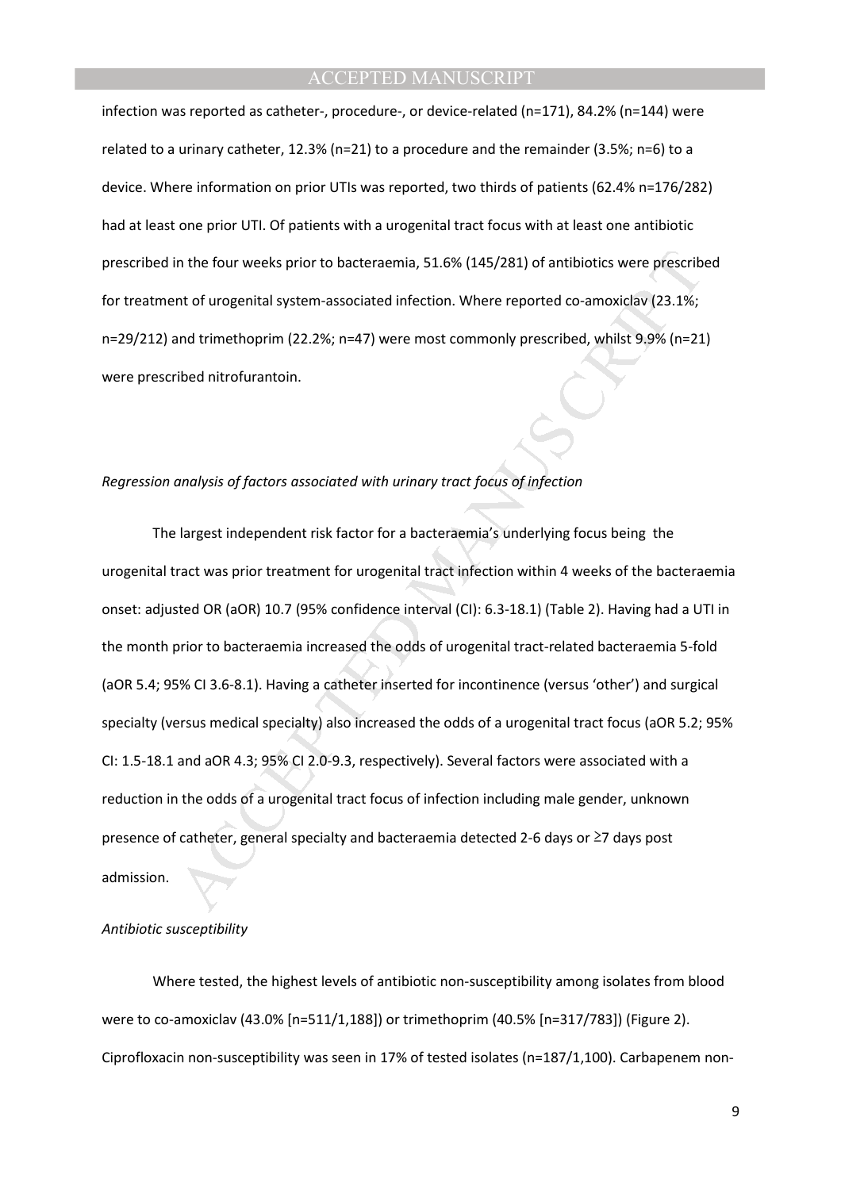infection was reported as catheter-, procedure-, or device-related (n=171), 84.2% (n=144) were related to a urinary catheter, 12.3% (n=21) to a procedure and the remainder (3.5%; n=6) to a device. Where information on prior UTIs was reported, two thirds of patients (62.4% n=176/282) had at least one prior UTI. Of patients with a urogenital tract focus with at least one antibiotic prescribed in the four weeks prior to bacteraemia, 51.6% (145/281) of antibiotics were prescribed for treatment of urogenital system-associated infection. Where reported co-amoxiclav (23.1%; n=29/212) and trimethoprim (22.2%; n=47) were most commonly prescribed, whilst 9.9% (n=21) were prescribed nitrofurantoin.

*Regression analysis of factors associated with urinary tract focus of infection*

The largest independent risk factor for a bacteraemia's underlying focus being the urogenital tract was prior treatment for urogenital tract infection within 4 weeks of the bacteraemia onset: adjusted OR (aOR) 10.7 (95% confidence interval (CI): 6.3-18.1) (Table 2). Having had a UTI in the month prior to bacteraemia increased the odds of urogenital tract-related bacteraemia 5-fold (aOR 5.4; 95% CI 3.6-8.1). Having a catheter inserted for incontinence (versus 'other') and surgical specialty (versus medical specialty) also increased the odds of a urogenital tract focus (aOR 5.2; 95% CI: 1.5-18.1 and aOR 4.3; 95% CI 2.0-9.3, respectively). Several factors were associated with a reduction in the odds of a urogenital tract focus of infection including male gender, unknown presence of catheter, general specialty and bacteraemia detected 2-6 days or ≥7 days post admission.

*Antibiotic susceptibility*

Where tested, the highest levels of antibiotic non-susceptibility among isolates from blood were to co-amoxiclav (43.0% [n=511/1,188]) or trimethoprim (40.5% [n=317/783]) (Figure 2). Ciprofloxacin non-susceptibility was seen in 17% of tested isolates (n=187/1,100). Carbapenem non-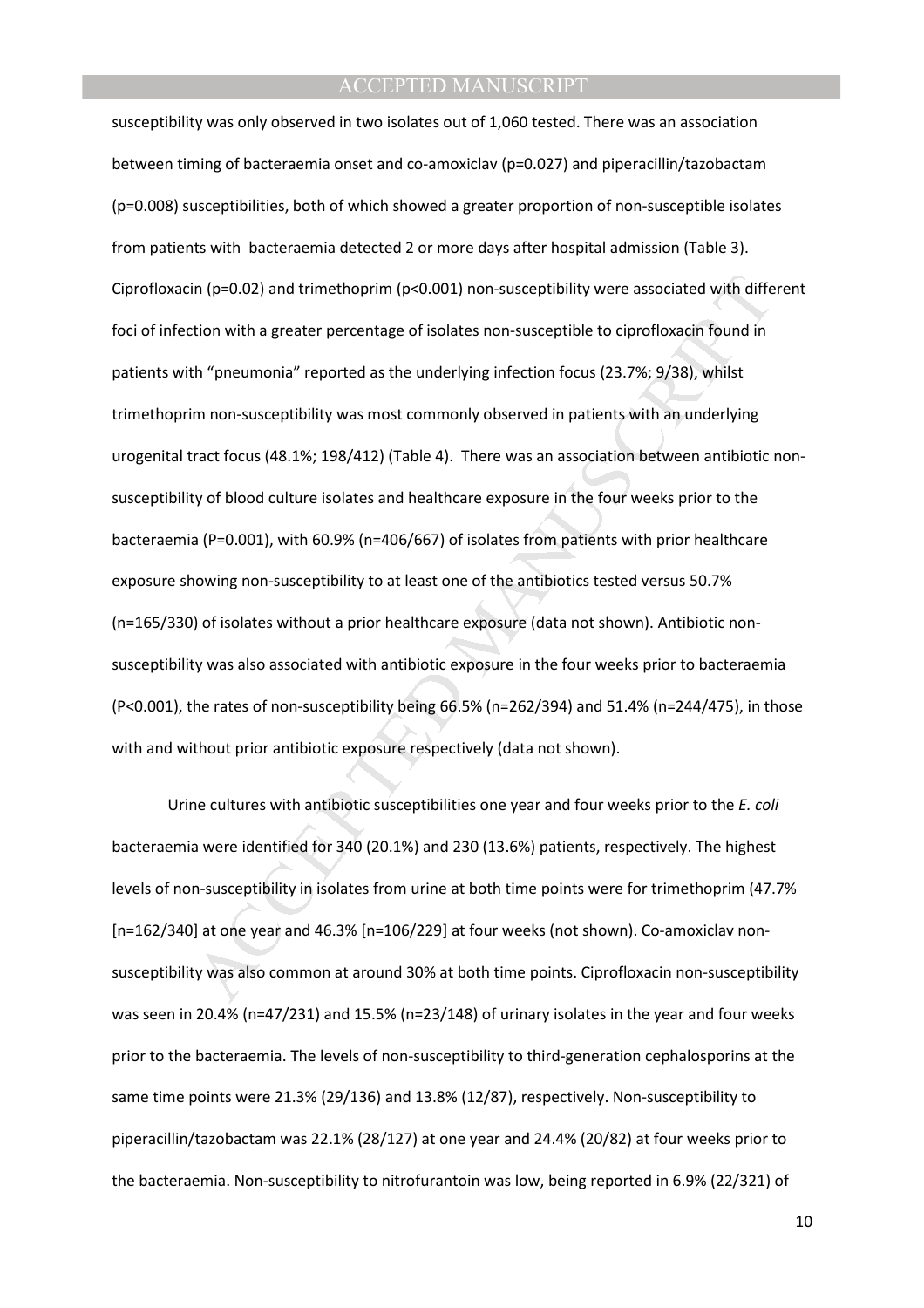susceptibility was only observed in two isolates out of 1,060 tested. There was an association between timing of bacteraemia onset and co-amoxiclav ($p=0.027$) and piperacillin/tazobactam ($p=0.008$) susceptibilities, both of which showed a greater proportion of non-susceptible isolates from patients with bacteraemia detected 2 or more days after hospital admission (Table 3). Ciprofloxacin ($p=0.02$) and trimethoprim ($p<0.001$) non-susceptibility were associated with different foci of infection with a greater percentage of isolates non-susceptible to ciprofloxacin found in patients with "pneumonia" reported as the underlying infection focus (23.7%; 9/38), whilst trimethoprim non-susceptibility was most commonly observed in patients with an underlying urogenital tract focus (48.1%; 198/412) (Table 4). There was an association between antibiotic non-susceptibility of blood culture isolates and healthcare exposure in the four weeks prior to the bacteraemia ($P=0.001$), with 60.9% (n=406/667) of isolates from patients with prior healthcare exposure showing non-susceptibility to at least one of the antibiotics tested versus 50.7% (n=165/330) of isolates without a prior healthcare exposure (data not shown). Antibiotic non-susceptibility was also associated with antibiotic exposure in the four weeks prior to bacteraemia ($P<0.001$), the rates of non-susceptibility being 66.5% (n=262/394) and 51.4% (n=244/475), in those with and without prior antibiotic exposure respectively (data not shown).

Urine cultures with antibiotic susceptibilities one year and four weeks prior to the *E. coli* bacteraemia were identified for 340 (20.1%) and 230 (13.6%) patients, respectively. The highest levels of non-susceptibility in isolates from urine at both time points were for trimethoprim (47.7% [n=162/340] at one year and 46.3% [n=106/229] at four weeks (not shown). Co-amoxiclav non-susceptibility was also common at around 30% at both time points. Ciprofloxacin non-susceptibility was seen in 20.4% (n=47/231) and 15.5% (n=23/148) of urinary isolates in the year and four weeks prior to the bacteraemia. The levels of non-susceptibility to third-generation cephalosporins at the same time points were 21.3% (29/136) and 13.8% (12/87), respectively. Non-susceptibility to piperacillin/tazobactam was 22.1% (28/127) at one year and 24.4% (20/82) at four weeks prior to the bacteraemia. Non-susceptibility to nitrofurantoin was low, being reported in 6.9% (22/321) of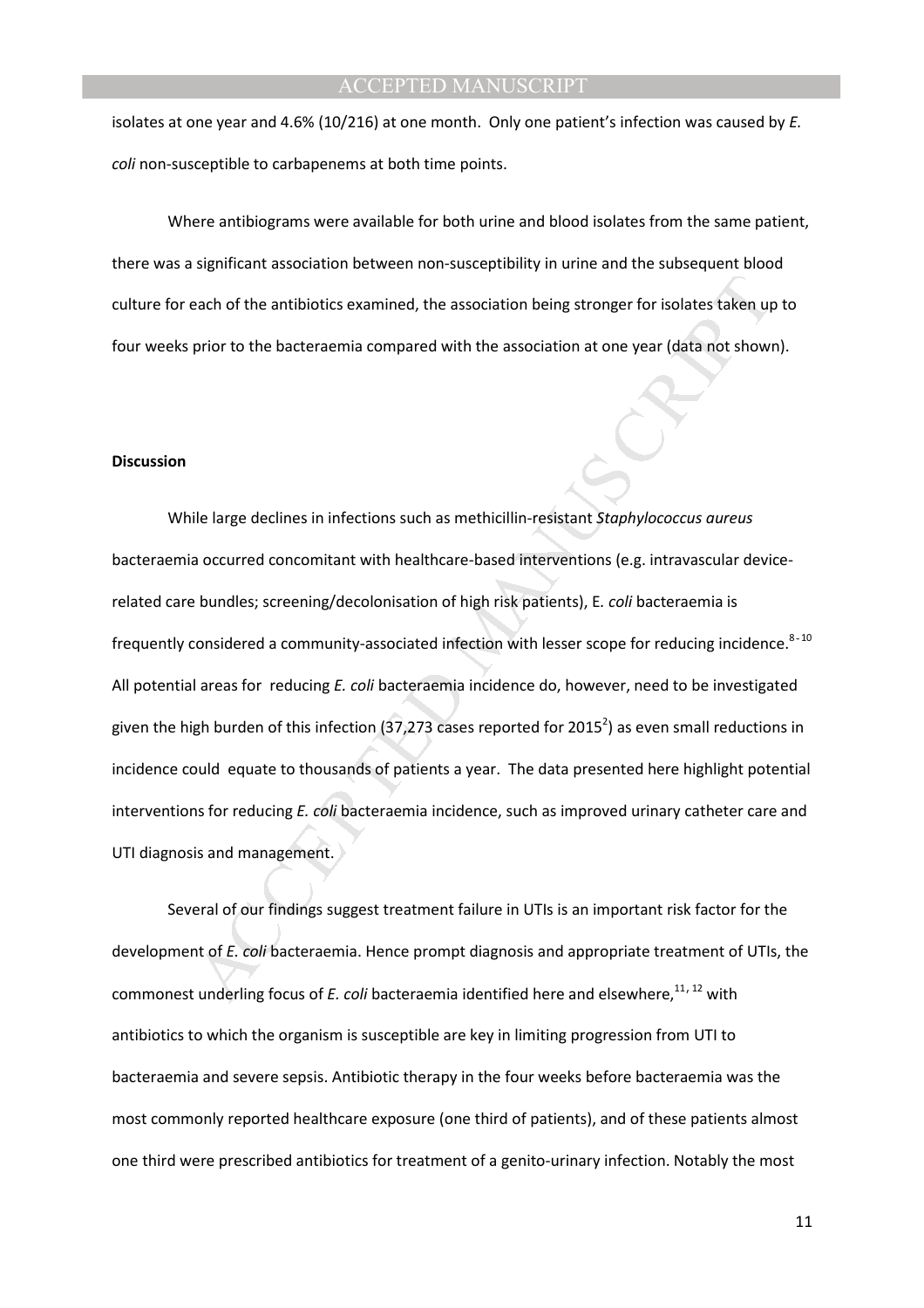isolates at one year and 4.6% (10/216) at one month. Only one patient's infection was caused by *E. coli* non-susceptible to carbapenems at both time points.

Where antibiograms were available for both urine and blood isolates from the same patient, there was a significant association between non-susceptibility in urine and the subsequent blood culture for each of the antibiotics examined, the association being stronger for isolates taken up to four weeks prior to the bacteraemia compared with the association at one year (data not shown).

**Discussion**

While large declines in infections such as methicillin-resistant *Staphylococcus aureus* bacteraemia occurred concomitant with healthcare-based interventions (e.g. intravascular device-related care bundles; screening/decolonisation of high risk patients), E. *coli* bacteraemia is frequently considered a community-associated infection with lesser scope for reducing incidence.[8-10] All potential areas for reducing *E. coli* bacteraemia incidence do, however, need to be investigated given the high burden of this infection (37,273 cases reported for 2015[2]) as even small reductions in incidence could equate to thousands of patients a year. The data presented here highlight potential interventions for reducing *E. coli* bacteraemia incidence, such as improved urinary catheter care and UTI diagnosis and management.

Several of our findings suggest treatment failure in UTIs is an important risk factor for the development of *E. coli* bacteraemia. Hence prompt diagnosis and appropriate treatment of UTIs, the commonest underling focus of *E. coli* bacteraemia identified here and elsewhere,[11, 12] with antibiotics to which the organism is susceptible are key in limiting progression from UTI to bacteraemia and severe sepsis. Antibiotic therapy in the four weeks before bacteraemia was the most commonly reported healthcare exposure (one third of patients), and of these patients almost one third were prescribed antibiotics for treatment of a genito-urinary infection. Notably the most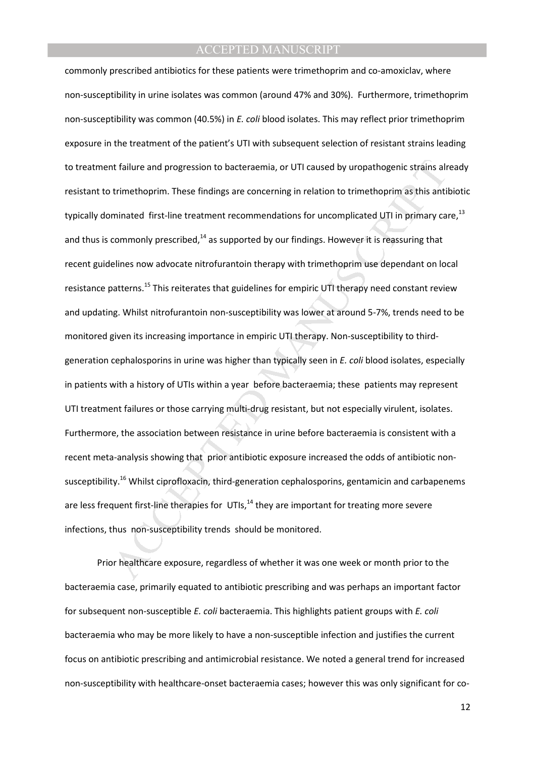commonly prescribed antibiotics for these patients were trimethoprim and co-amoxiclav, where non-susceptibility in urine isolates was common (around 47% and 30%). Furthermore, trimethoprim non-susceptibility was common (40.5%) in *E. coli* blood isolates. This may reflect prior trimethoprim exposure in the treatment of the patient's UTI with subsequent selection of resistant strains leading to treatment failure and progression to bacteraemia, or UTI caused by uropathogenic strains already resistant to trimethoprim. These findings are concerning in relation to trimethoprim as this antibiotic typically dominated first-line treatment recommendations for uncomplicated UTI in primary care,[13] and thus is commonly prescribed,[14] as supported by our findings. However it is reassuring that recent guidelines now advocate nitrofurantoin therapy with trimethoprim use dependant on local resistance patterns.[15] This reiterates that guidelines for empiric UTI therapy need constant review and updating. Whilst nitrofurantoin non-susceptibility was lower at around 5-7%, trends need to be monitored given its increasing importance in empiric UTI therapy. Non-susceptibility to third-generation cephalosporins in urine was higher than typically seen in *E. coli* blood isolates, especially in patients with a history of UTIs within a year before bacteraemia; these patients may represent UTI treatment failures or those carrying multi-drug resistant, but not especially virulent, isolates. Furthermore, the association between resistance in urine before bacteraemia is consistent with a recent meta-analysis showing that prior antibiotic exposure increased the odds of antibiotic non-susceptibility.[16] Whilst ciprofloxacin, third-generation cephalosporins, gentamicin and carbapenems are less frequent first-line therapies for UTIs,[14] they are important for treating more severe infections, thus non-susceptibility trends should be monitored.

Prior healthcare exposure, regardless of whether it was one week or month prior to the bacteraemia case, primarily equated to antibiotic prescribing and was perhaps an important factor for subsequent non-susceptible *E. coli* bacteraemia. This highlights patient groups with *E. coli* bacteraemia who may be more likely to have a non-susceptible infection and justifies the current focus on antibiotic prescribing and antimicrobial resistance. We noted a general trend for increased non-susceptibility with healthcare-onset bacteraemia cases; however this was only significant for co-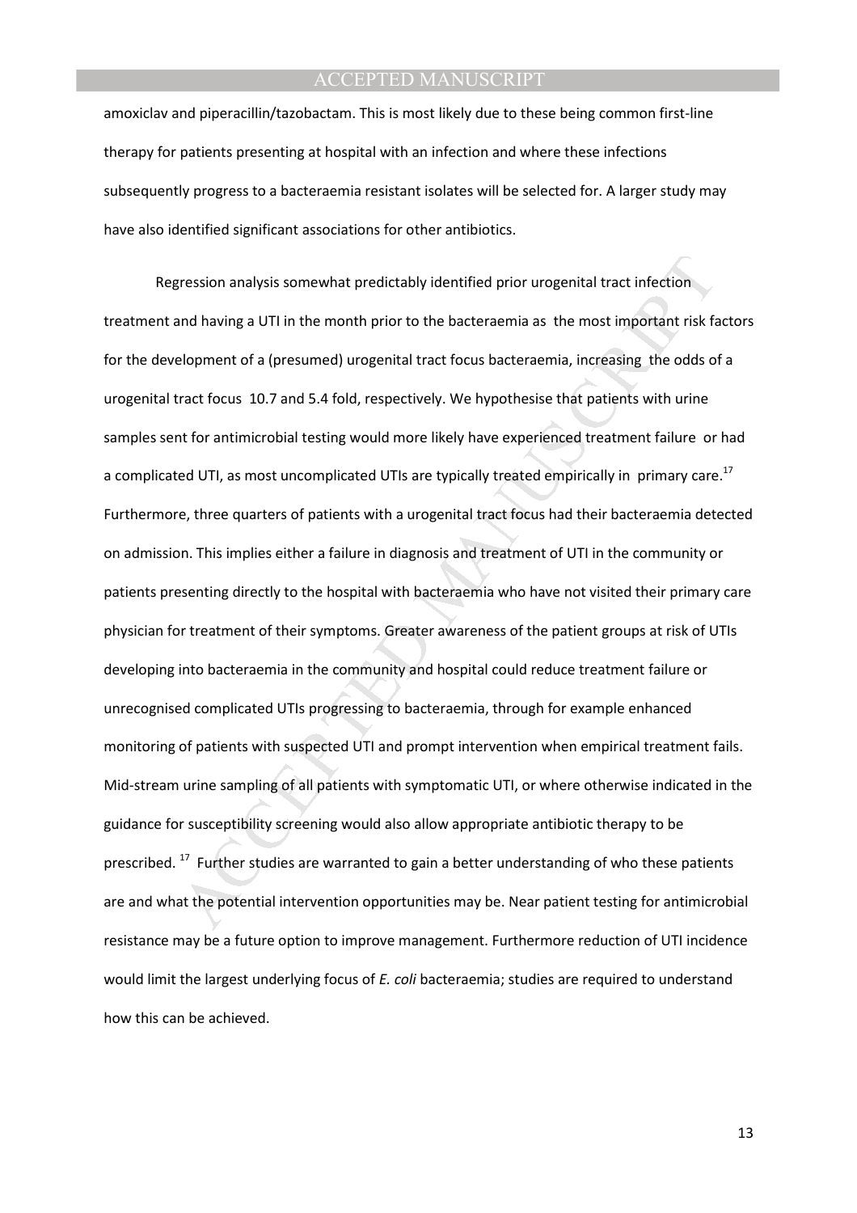amoxiclav and piperacillin/tazobactam. This is most likely due to these being common first-line therapy for patients presenting at hospital with an infection and where these infections subsequently progress to a bacteraemia resistant isolates will be selected for. A larger study may have also identified significant associations for other antibiotics.

Regression analysis somewhat predictably identified prior urogenital tract infection treatment and having a UTI in the month prior to the bacteraemia as the most important risk factors for the development of a (presumed) urogenital tract focus bacteraemia, increasing the odds of a urogenital tract focus 10.7 and 5.4 fold, respectively. We hypothesise that patients with urine samples sent for antimicrobial testing would more likely have experienced treatment failure or had a complicated UTI, as most uncomplicated UTIs are typically treated empirically in primary care.[17] Furthermore, three quarters of patients with a urogenital tract focus had their bacteraemia detected on admission. This implies either a failure in diagnosis and treatment of UTI in the community or patients presenting directly to the hospital with bacteraemia who have not visited their primary care physician for treatment of their symptoms. Greater awareness of the patient groups at risk of UTIs developing into bacteraemia in the community and hospital could reduce treatment failure or unrecognised complicated UTIs progressing to bacteraemia, through for example enhanced monitoring of patients with suspected UTI and prompt intervention when empirical treatment fails. Mid-stream urine sampling of all patients with symptomatic UTI, or where otherwise indicated in the guidance for susceptibility screening would also allow appropriate antibiotic therapy to be prescribed.[17] Further studies are warranted to gain a better understanding of who these patients are and what the potential intervention opportunities may be. Near patient testing for antimicrobial resistance may be a future option to improve management. Furthermore reduction of UTI incidence would limit the largest underlying focus of *E. coli* bacteraemia; studies are required to understand how this can be achieved.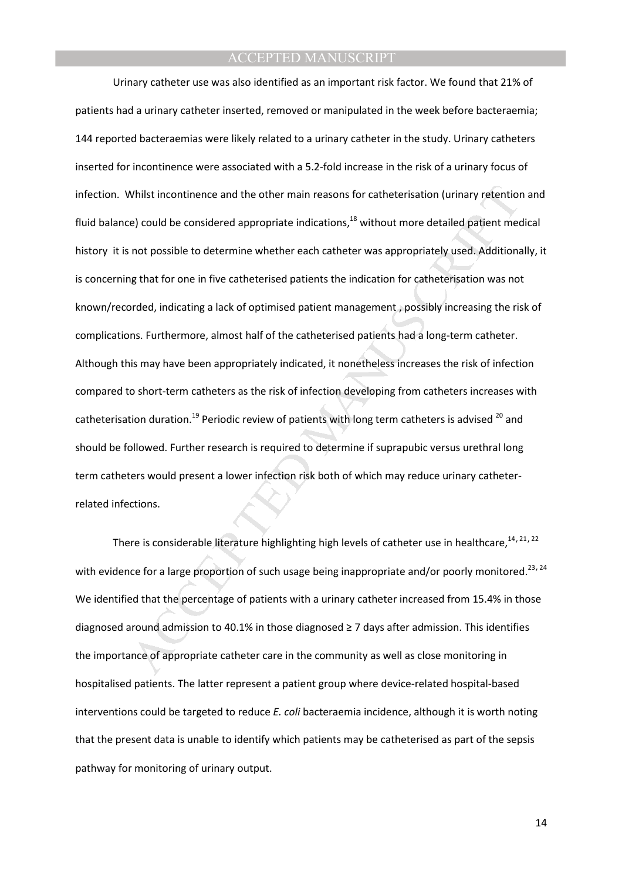Urinary catheter use was also identified as an important risk factor. We found that 21% of patients had a urinary catheter inserted, removed or manipulated in the week before bacteraemia; 144 reported bacteraemias were likely related to a urinary catheter in the study. Urinary catheters inserted for incontinence were associated with a 5.2-fold increase in the risk of a urinary focus of infection. Whilst incontinence and the other main reasons for catheterisation (urinary retention and fluid balance) could be considered appropriate indications,[18] without more detailed patient medical history it is not possible to determine whether each catheter was appropriately used. Additionally, it is concerning that for one in five catheterised patients the indication for catheterisation was not known/recorded, indicating a lack of optimised patient management , possibly increasing the risk of complications. Furthermore, almost half of the catheterised patients had a long-term catheter. Although this may have been appropriately indicated, it nonetheless increases the risk of infection compared to short-term catheters as the risk of infection developing from catheters increases with catheterisation duration.[19] Periodic review of patients with long term catheters is advised [20] and should be followed. Further research is required to determine if suprapubic versus urethral long term catheters would present a lower infection risk both of which may reduce urinary catheter-related infections.

There is considerable literature highlighting high levels of catheter use in healthcare,[14, 21, 22] with evidence for a large proportion of such usage being inappropriate and/or poorly monitored.[23, 24] We identified that the percentage of patients with a urinary catheter increased from 15.4% in those diagnosed around admission to 40.1% in those diagnosed ≥ 7 days after admission. This identifies the importance of appropriate catheter care in the community as well as close monitoring in hospitalised patients. The latter represent a patient group where device-related hospital-based interventions could be targeted to reduce *E. coli* bacteraemia incidence, although it is worth noting that the present data is unable to identify which patients may be catheterised as part of the sepsis pathway for monitoring of urinary output.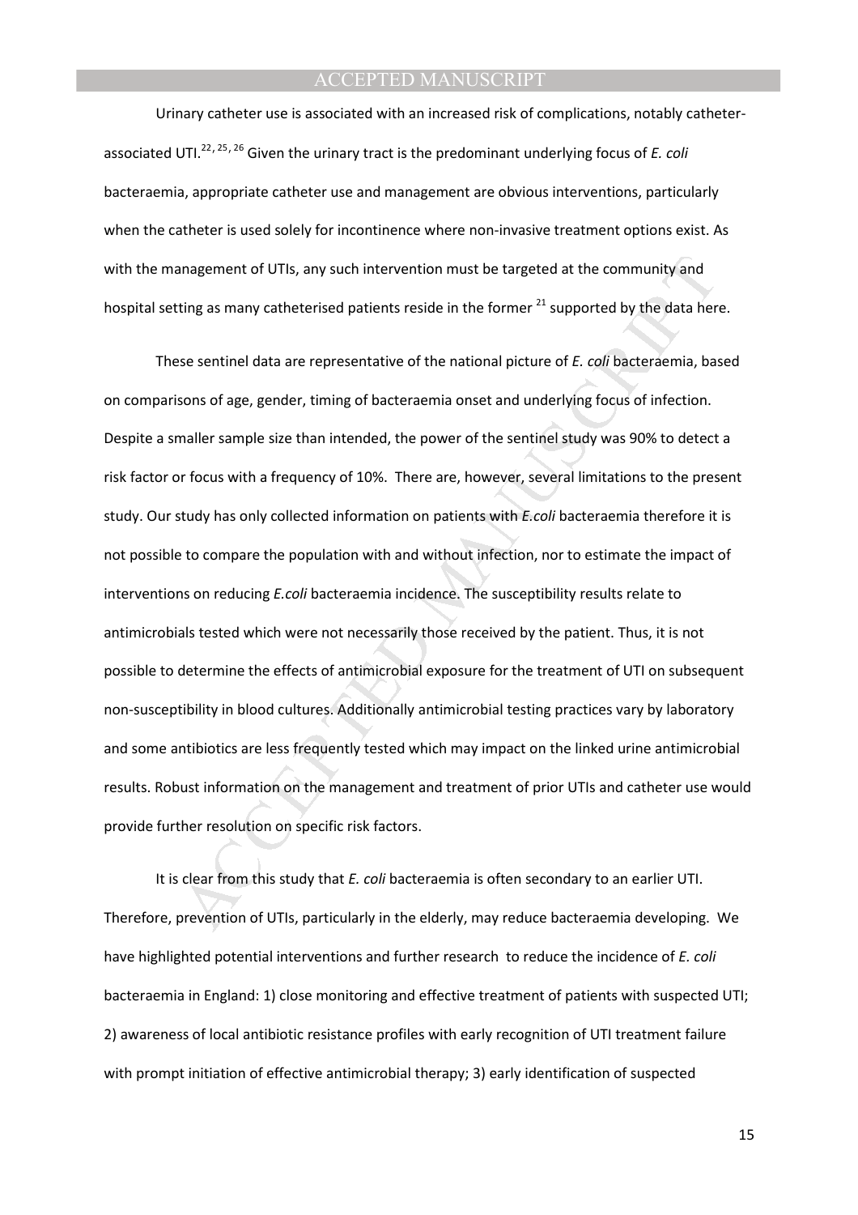Urinary catheter use is associated with an increased risk of complications, notably catheter-associated UTI.[22, 25, 26] Given the urinary tract is the predominant underlying focus of *E. coli* bacteraemia, appropriate catheter use and management are obvious interventions, particularly when the catheter is used solely for incontinence where non-invasive treatment options exist. As with the management of UTIs, any such intervention must be targeted at the community and hospital setting as many catheterised patients reside in the former [21] supported by the data here.

These sentinel data are representative of the national picture of *E. coli* bacteraemia, based on comparisons of age, gender, timing of bacteraemia onset and underlying focus of infection. Despite a smaller sample size than intended, the power of the sentinel study was 90% to detect a risk factor or focus with a frequency of 10%. There are, however, several limitations to the present study. Our study has only collected information on patients with *E.coli* bacteraemia therefore it is not possible to compare the population with and without infection, nor to estimate the impact of interventions on reducing *E.coli* bacteraemia incidence. The susceptibility results relate to antimicrobials tested which were not necessarily those received by the patient. Thus, it is not possible to determine the effects of antimicrobial exposure for the treatment of UTI on subsequent non-susceptibility in blood cultures. Additionally antimicrobial testing practices vary by laboratory and some antibiotics are less frequently tested which may impact on the linked urine antimicrobial results. Robust information on the management and treatment of prior UTIs and catheter use would provide further resolution on specific risk factors.

It is clear from this study that *E. coli* bacteraemia is often secondary to an earlier UTI. Therefore, prevention of UTIs, particularly in the elderly, may reduce bacteraemia developing. We have highlighted potential interventions and further research to reduce the incidence of *E. coli* bacteraemia in England: 1) close monitoring and effective treatment of patients with suspected UTI; 2) awareness of local antibiotic resistance profiles with early recognition of UTI treatment failure with prompt initiation of effective antimicrobial therapy; 3) early identification of suspected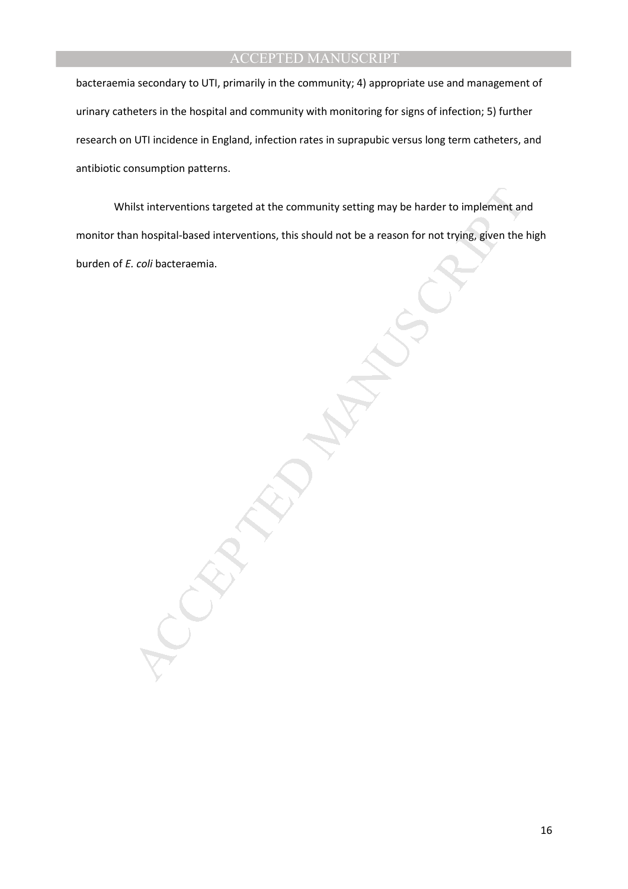bacteraemia secondary to UTI, primarily in the community; 4) appropriate use and management of urinary catheters in the hospital and community with monitoring for signs of infection; 5) further research on UTI incidence in England, infection rates in suprapubic versus long term catheters, and antibiotic consumption patterns.

Whilst interventions targeted at the community setting may be harder to implement and monitor than hospital-based interventions, this should not be a reason for not trying, given the high burden of *E. coli* bacteraemia.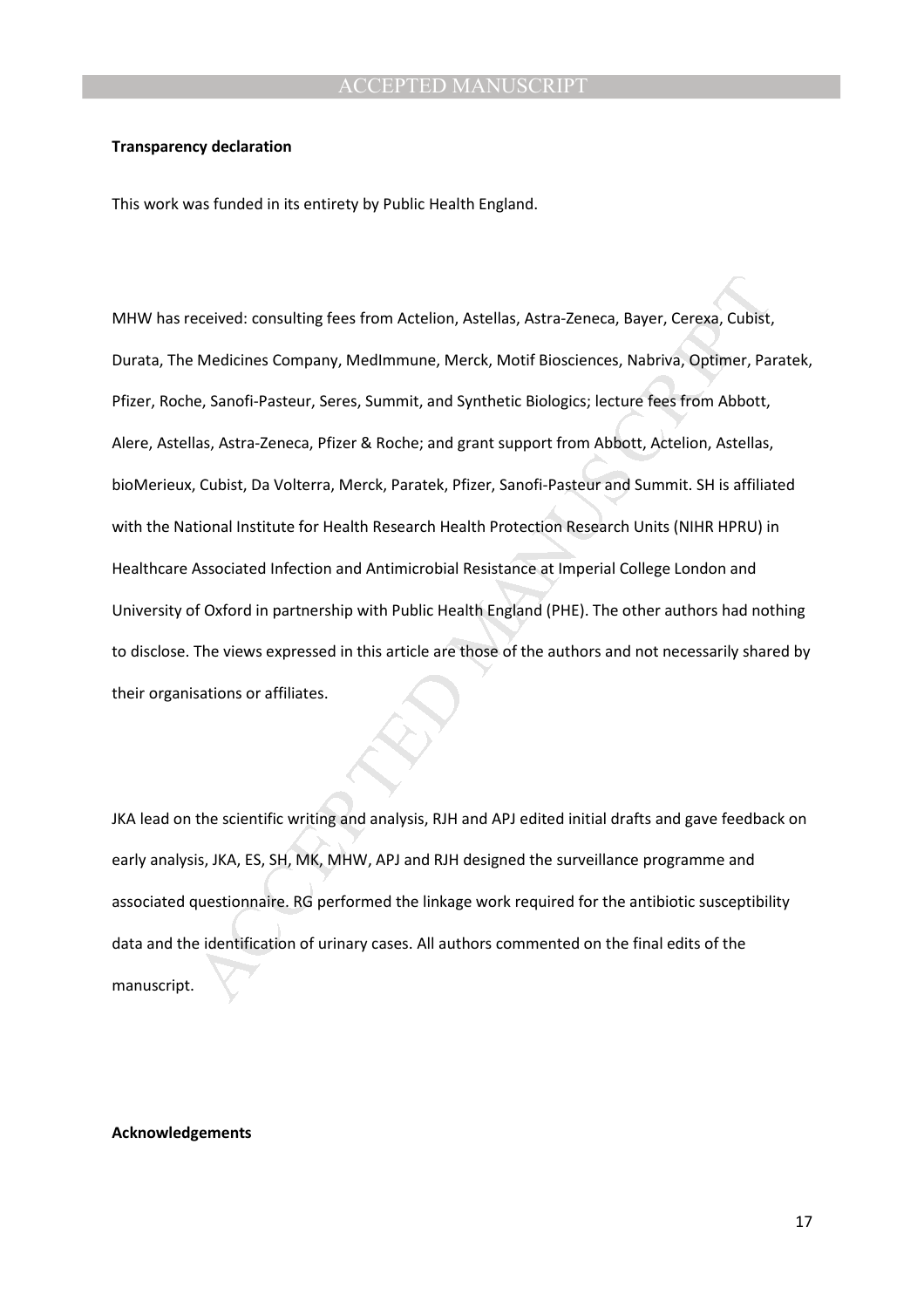**Transparency declaration**

This work was funded in its entirety by Public Health England.

MHW has received: consulting fees from Actelion, Astellas, Astra-Zeneca, Bayer, Cerexa, Cubist, Durata, The Medicines Company, MedImmune, Merck, Motif Biosciences, Nabriva, Optimer, Paratek, Pfizer, Roche, Sanofi-Pasteur, Seres, Summit, and Synthetic Biologics; lecture fees from Abbott, Alere, Astellas, Astra-Zeneca, Pfizer & Roche; and grant support from Abbott, Actelion, Astellas, bioMerieux, Cubist, Da Volterra, Merck, Paratek, Pfizer, Sanofi-Pasteur and Summit. SH is affiliated with the National Institute for Health Research Health Protection Research Units (NIHR HPRU) in Healthcare Associated Infection and Antimicrobial Resistance at Imperial College London and University of Oxford in partnership with Public Health England (PHE). The other authors had nothing to disclose. The views expressed in this article are those of the authors and not necessarily shared by their organisations or affiliates.

JKA lead on the scientific writing and analysis, RJH and APJ edited initial drafts and gave feedback on early analysis, JKA, ES, SH, MK, MHW, APJ and RJH designed the surveillance programme and associated questionnaire. RG performed the linkage work required for the antibiotic susceptibility data and the identification of urinary cases. All authors commented on the final edits of the manuscript.

**Acknowledgements**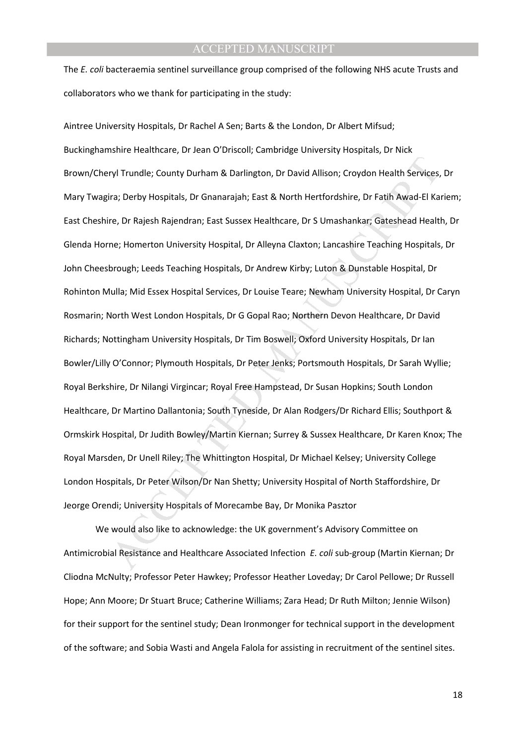The *E. coli* bacteraemia sentinel surveillance group comprised of the following NHS acute Trusts and collaborators who we thank for participating in the study:

Aintree University Hospitals, Dr Rachel A Sen; Barts & the London, Dr Albert Mifsud; Buckinghamshire Healthcare, Dr Jean O'Driscoll; Cambridge University Hospitals, Dr Nick Brown/Cheryl Trundle; County Durham & Darlington, Dr David Allison; Croydon Health Services, Dr Mary Twagira; Derby Hospitals, Dr Gnanarajah; East & North Hertfordshire, Dr Fatih Awad-El Kariem; East Cheshire, Dr Rajesh Rajendran; East Sussex Healthcare, Dr S Umashankar; Gateshead Health, Dr Glenda Horne; Homerton University Hospital, Dr Alleyna Claxton; Lancashire Teaching Hospitals, Dr John Cheesbrough; Leeds Teaching Hospitals, Dr Andrew Kirby; Luton & Dunstable Hospital, Dr Rohinton Mulla; Mid Essex Hospital Services, Dr Louise Teare; Newham University Hospital, Dr Caryn Rosmarin; North West London Hospitals, Dr G Gopal Rao; Northern Devon Healthcare, Dr David Richards; Nottingham University Hospitals, Dr Tim Boswell; Oxford University Hospitals, Dr Ian Bowler/Lilly O'Connor; Plymouth Hospitals, Dr Peter Jenks; Portsmouth Hospitals, Dr Sarah Wyllie; Royal Berkshire, Dr Nilangi Virgincar; Royal Free Hampstead, Dr Susan Hopkins; South London Healthcare, Dr Martino Dallantonia; South Tyneside, Dr Alan Rodgers/Dr Richard Ellis; Southport & Ormskirk Hospital, Dr Judith Bowley/Martin Kiernan; Surrey & Sussex Healthcare, Dr Karen Knox; The Royal Marsden, Dr Unell Riley; The Whittington Hospital, Dr Michael Kelsey; University College London Hospitals, Dr Peter Wilson/Dr Nan Shetty; University Hospital of North Staffordshire, Dr Jeorge Orendi; University Hospitals of Morecambe Bay, Dr Monika Pasztor

We would also like to acknowledge: the UK government's Advisory Committee on Antimicrobial Resistance and Healthcare Associated Infection *E. coli* sub-group (Martin Kiernan; Dr Cliodna McNulty; Professor Peter Hawkey; Professor Heather Loveday; Dr Carol Pellowe; Dr Russell Hope; Ann Moore; Dr Stuart Bruce; Catherine Williams; Zara Head; Dr Ruth Milton; Jennie Wilson) for their support for the sentinel study; Dean Ironmonger for technical support in the development of the software; and Sobia Wasti and Angela Falola for assisting in recruitment of the sentinel sites.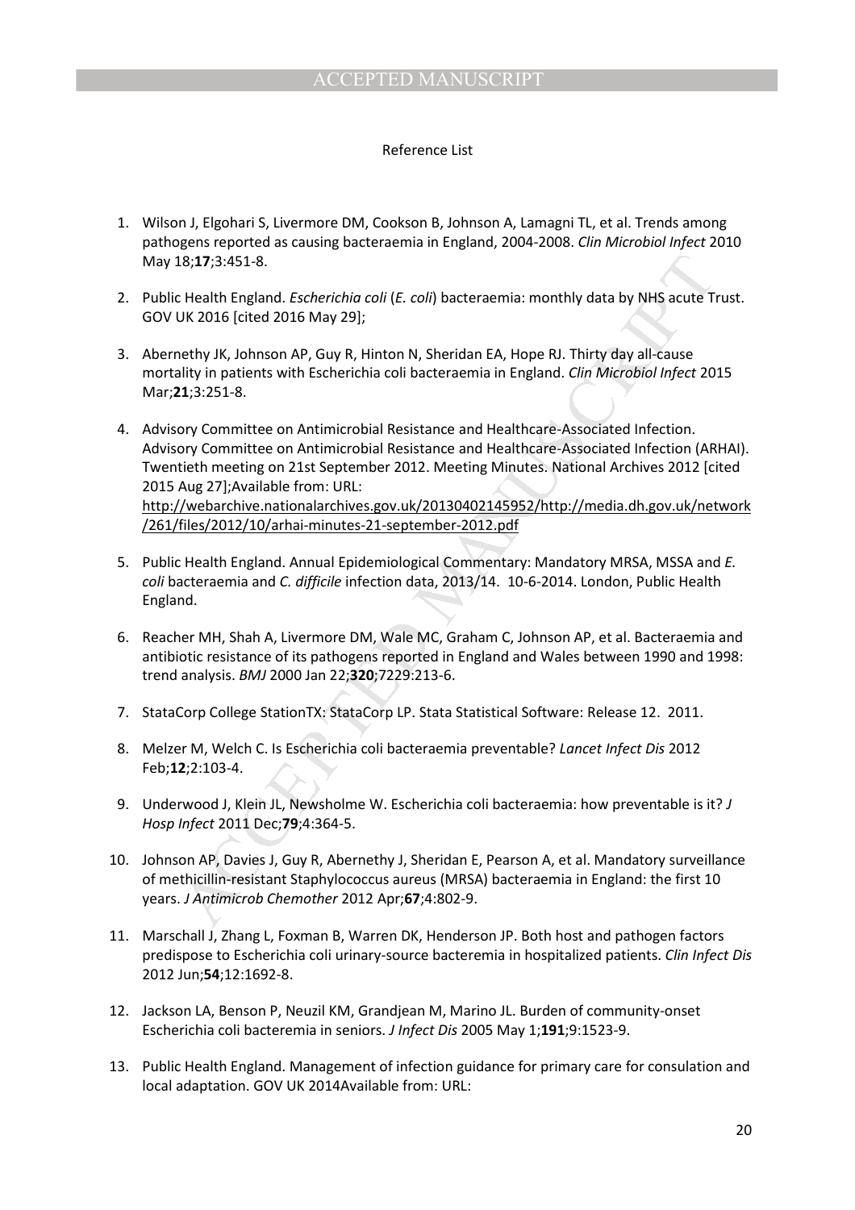Reference List

1. Wilson J, Elgohari S, Livermore DM, Cookson B, Johnson A, Lamagni TL, et al. Trends among pathogens reported as causing bacteraemia in England, 2004-2008. *Clin Microbiol Infect* 2010 May 18;**17**;3:451-8.

2. Public Health England. *Escherichia coli* (*E. coli*) bacteraemia: monthly data by NHS acute Trust. GOV UK 2016 [cited 2016 May 29];

3. Abernethy JK, Johnson AP, Guy R, Hinton N, Sheridan EA, Hope RJ. Thirty day all-cause mortality in patients with Escherichia coli bacteraemia in England. *Clin Microbiol Infect* 2015 Mar;**21**;3:251-8.

4. Advisory Committee on Antimicrobial Resistance and Healthcare-Associated Infection. Advisory Committee on Antimicrobial Resistance and Healthcare-Associated Infection (ARHAI). Twentieth meeting on 21st September 2012. Meeting Minutes. National Archives 2012 [cited 2015 Aug 27];Available from: URL: http://webarchive.nationalarchives.gov.uk/20130402145952/http://media.dh.gov.uk/network/261/files/2012/10/arhai-minutes-21-september-2012.pdf

5. Public Health England. Annual Epidemiological Commentary: Mandatory MRSA, MSSA and *E. coli* bacteraemia and *C. difficile* infection data, 2013/14. 10-6-2014. London, Public Health England.

6. Reacher MH, Shah A, Livermore DM, Wale MC, Graham C, Johnson AP, et al. Bacteraemia and antibiotic resistance of its pathogens reported in England and Wales between 1990 and 1998: trend analysis. *BMJ* 2000 Jan 22;**320**;7229:213-6.

7. StataCorp College StationTX: StataCorp LP. Stata Statistical Software: Release 12. 2011.

8. Melzer M, Welch C. Is Escherichia coli bacteraemia preventable? *Lancet Infect Dis* 2012 Feb;**12**;2:103-4.

9. Underwood J, Klein JL, Newsholme W. Escherichia coli bacteraemia: how preventable is it? *J Hosp Infect* 2011 Dec;**79**;4:364-5.

10. Johnson AP, Davies J, Guy R, Abernethy J, Sheridan E, Pearson A, et al. Mandatory surveillance of methicillin-resistant Staphylococcus aureus (MRSA) bacteraemia in England: the first 10 years. *J Antimicrob Chemother* 2012 Apr;**67**;4:802-9.

11. Marschall J, Zhang L, Foxman B, Warren DK, Henderson JP. Both host and pathogen factors predispose to Escherichia coli urinary-source bacteremia in hospitalized patients. *Clin Infect Dis* 2012 Jun;**54**;12:1692-8.

12. Jackson LA, Benson P, Neuzil KM, Grandjean M, Marino JL. Burden of community-onset Escherichia coli bacteremia in seniors. *J Infect Dis* 2005 May 1;**191**;9:1523-9.

13. Public Health England. Management of infection guidance for primary care for consulation and local adaptation. GOV UK 2014Available from: URL: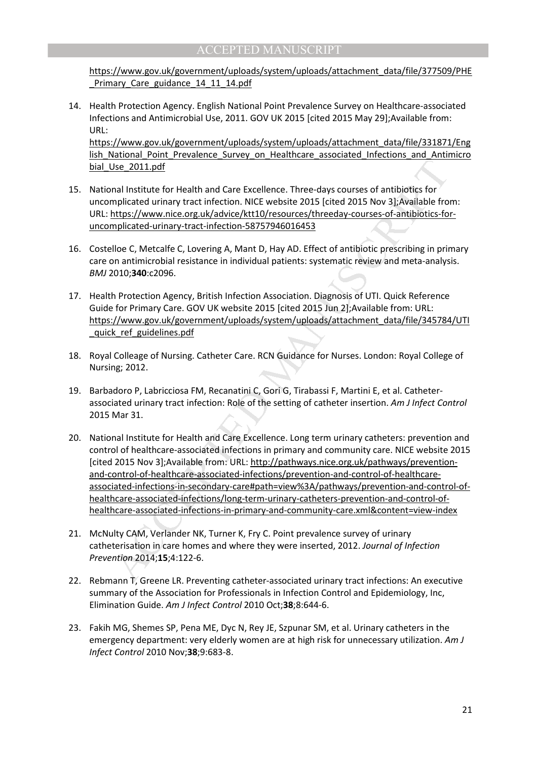https://www.gov.uk/government/uploads/system/uploads/attachment_data/file/377509/PHE_Primary_Care_guidance_14_11_14.pdf

14. Health Protection Agency. English National Point Prevalence Survey on Healthcare-associated Infections and Antimicrobial Use, 2011. GOV UK 2015 [cited 2015 May 29];Available from: URL: https://www.gov.uk/government/uploads/system/uploads/attachment_data/file/331871/English_National_Point_Prevalence_Survey_on_Healthcare_associated_Infections_and_Antimicrobial_Use_2011.pdf

15. National Institute for Health and Care Excellence. Three-days courses of antibiotics for uncomplicated urinary tract infection. NICE website 2015 [cited 2015 Nov 3];Available from: URL: https://www.nice.org.uk/advice/ktt10/resources/threeday-courses-of-antibiotics-for-uncomplicated-urinary-tract-infection-58757946016453

16. Costelloe C, Metcalfe C, Lovering A, Mant D, Hay AD. Effect of antibiotic prescribing in primary care on antimicrobial resistance in individual patients: systematic review and meta-analysis. *BMJ* 2010;**340**:c2096.

17. Health Protection Agency, British Infection Association. Diagnosis of UTI. Quick Reference Guide for Primary Care. GOV UK website 2015 [cited 2015 Jun 2];Available from: URL: https://www.gov.uk/government/uploads/system/uploads/attachment_data/file/345784/UTI_quick_ref_guidelines.pdf

18. Royal Colleage of Nursing. Catheter Care. RCN Guidance for Nurses. London: Royal College of Nursing; 2012.

19. Barbadoro P, Labricciosa FM, Recanatini C, Gori G, Tirabassi F, Martini E, et al. Catheter-associated urinary tract infection: Role of the setting of catheter insertion. *Am J Infect Control* 2015 Mar 31.

20. National Institute for Health and Care Excellence. Long term urinary catheters: prevention and control of healthcare-associated infections in primary and community care. NICE website 2015 [cited 2015 Nov 3];Available from: URL: http://pathways.nice.org.uk/pathways/prevention-and-control-of-healthcare-associated-infections/prevention-and-control-of-healthcare-associated-infections-in-secondary-care#path=view%3A/pathways/prevention-and-control-of-healthcare-associated-infections/long-term-urinary-catheters-prevention-and-control-of-healthcare-associated-infections-in-primary-and-community-care.xml&content=view-index

21. McNulty CAM, Verlander NK, Turner K, Fry C. Point prevalence survey of urinary catheterisation in care homes and where they were inserted, 2012. *Journal of Infection Prevention* 2014;**15**;4:122-6.

22. Rebmann T, Greene LR. Preventing catheter-associated urinary tract infections: An executive summary of the Association for Professionals in Infection Control and Epidemiology, Inc, Elimination Guide. *Am J Infect Control* 2010 Oct;**38**;8:644-6.

23. Fakih MG, Shemes SP, Pena ME, Dyc N, Rey JE, Szpunar SM, et al. Urinary catheters in the emergency department: very elderly women are at high risk for unnecessary utilization. *Am J Infect Control* 2010 Nov;**38**;9:683-8.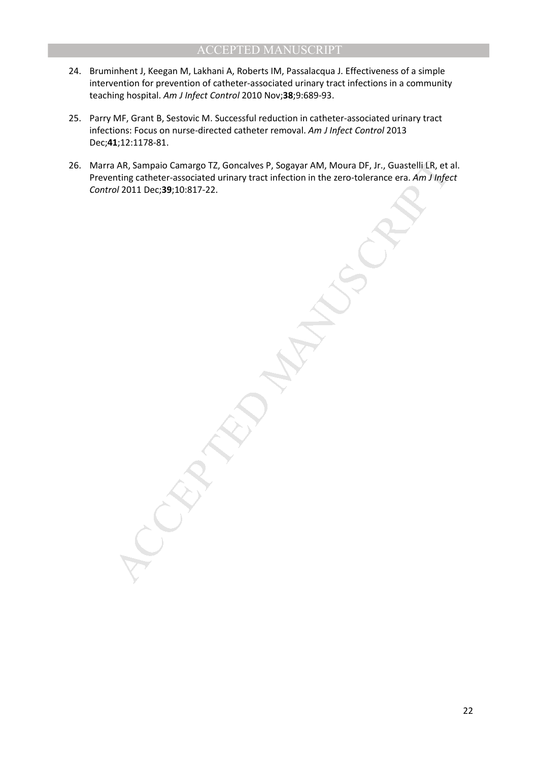24. Bruminhent J, Keegan M, Lakhani A, Roberts IM, Passalacqua J. Effectiveness of a simple intervention for prevention of catheter-associated urinary tract infections in a community teaching hospital. *Am J Infect Control* 2010 Nov;**38**;9:689-93.

25. Parry MF, Grant B, Sestovic M. Successful reduction in catheter-associated urinary tract infections: Focus on nurse-directed catheter removal. *Am J Infect Control* 2013 Dec;**41**;12:1178-81.

26. Marra AR, Sampaio Camargo TZ, Goncalves P, Sogayar AM, Moura DF, Jr., Guastelli LR, et al. Preventing catheter-associated urinary tract infection in the zero-tolerance era. *Am J Infect Control* 2011 Dec;**39**;10:817-22.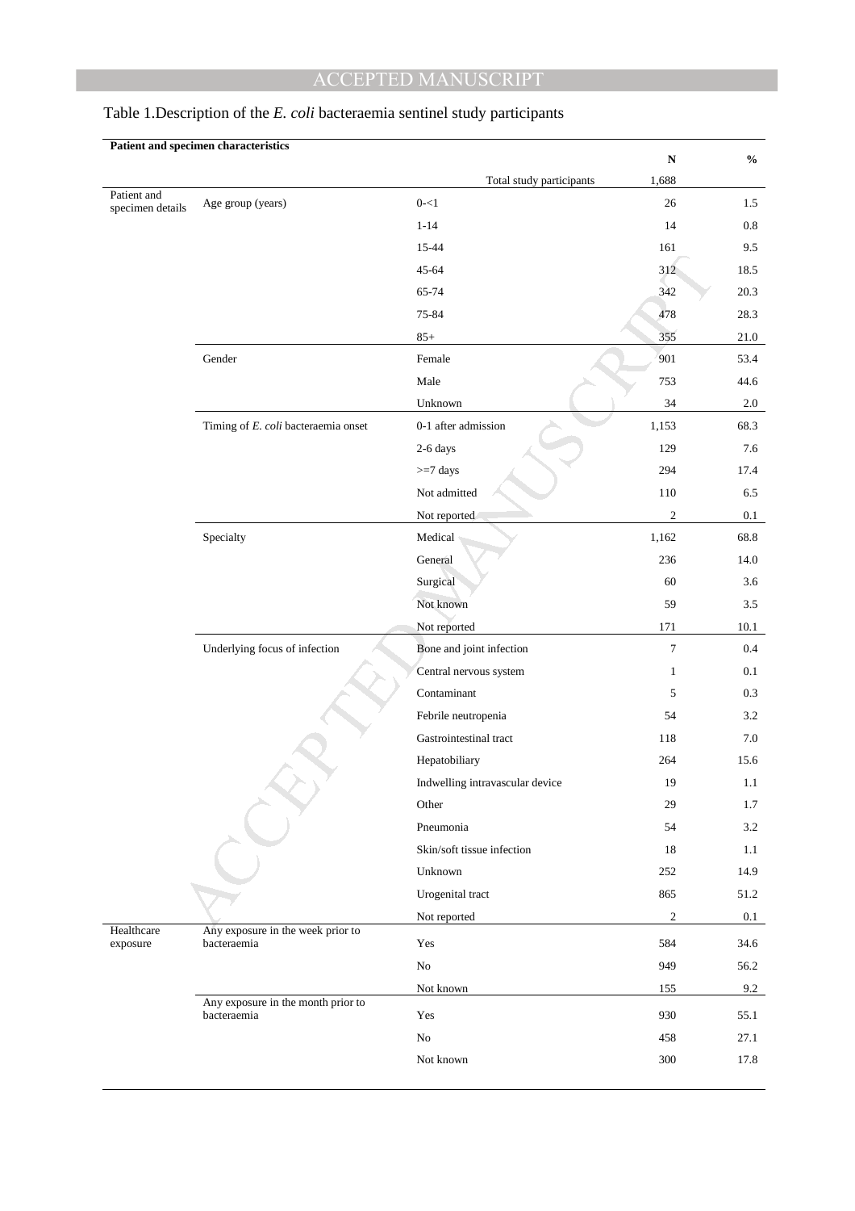Table 1.Description of the *E. coli* bacteraemia sentinel study participants

| **Patient and specimen characteristics** | | | **N** | **%** |
|---|---|---|---|---|
| | | Total study participants | 1,688 | |
| Patient and specimen details | Age group (years) | 0-<1 | 26 | 1.5 |
| | | 1-14 | 14 | 0.8 |
| | | 15-44 | 161 | 9.5 |
| | | 45-64 | 312 | 18.5 |
| | | 65-74 | 342 | 20.3 |
| | | 75-84 | 478 | 28.3 |
| | | 85+ | 355 | 21.0 |
| | Gender | Female | 901 | 53.4 |
| | | Male | 753 | 44.6 |
| | | Unknown | 34 | 2.0 |
| | Timing of *E. coli* bacteraemia onset | 0-1 after admission | 1,153 | 68.3 |
| | | 2-6 days | 129 | 7.6 |
| | | >=7 days | 294 | 17.4 |
| | | Not admitted | 110 | 6.5 |
| | | Not reported | 2 | 0.1 |
| | Specialty | Medical | 1,162 | 68.8 |
| | | General | 236 | 14.0 |
| | | Surgical | 60 | 3.6 |
| | | Not known | 59 | 3.5 |
| | | Not reported | 171 | 10.1 |
| | Underlying focus of infection | Bone and joint infection | 7 | 0.4 |
| | | Central nervous system | 1 | 0.1 |
| | | Contaminant | 5 | 0.3 |
| | | Febrile neutropenia | 54 | 3.2 |
| | | Gastrointestinal tract | 118 | 7.0 |
| | | Hepatobiliary | 264 | 15.6 |
| | | Indwelling intravascular device | 19 | 1.1 |
| | | Other | 29 | 1.7 |
| | | Pneumonia | 54 | 3.2 |
| | | Skin/soft tissue infection | 18 | 1.1 |
| | | Unknown | 252 | 14.9 |
| | | Urogenital tract | 865 | 51.2 |
| | | Not reported | 2 | 0.1 |
| Healthcare exposure | Any exposure in the week prior to bacteraemia | Yes | 584 | 34.6 |
| | | No | 949 | 56.2 |
| | | Not known | 155 | 9.2 |
| | Any exposure in the month prior to bacteraemia | Yes | 930 | 55.1 |
| | | No | 458 | 27.1 |
| | | Not known | 300 | 17.8 |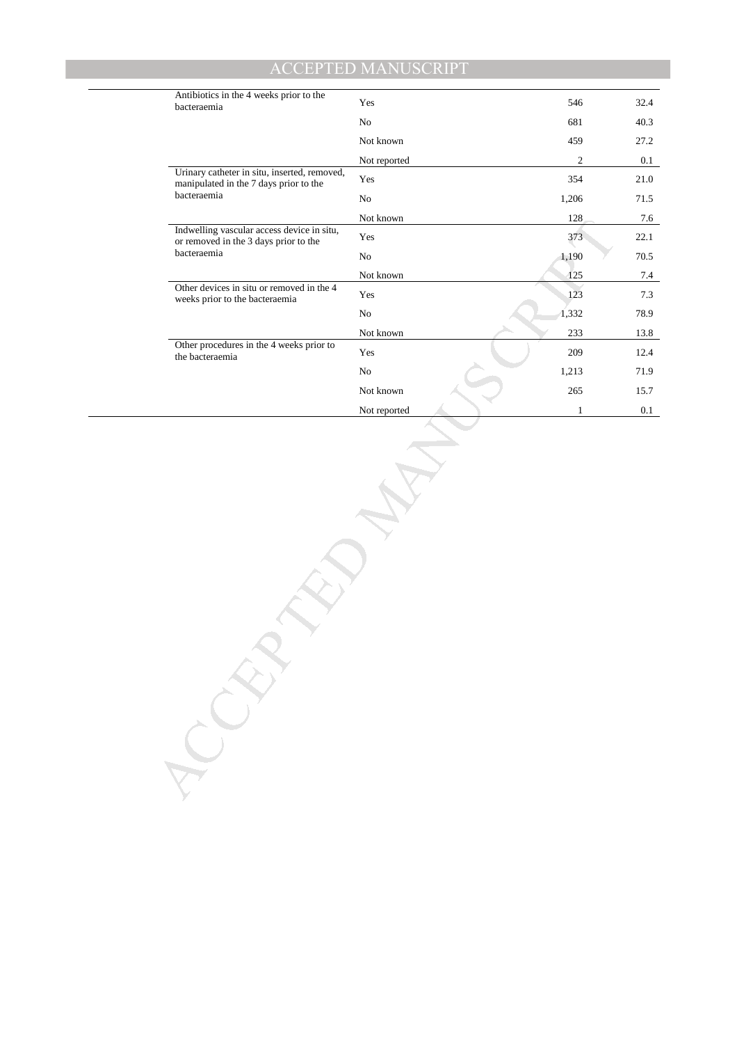| | | | |
|---|---|---|---|
| Antibiotics in the 4 weeks prior to the bacteraemia | Yes | 546 | 32.4 |
| | No | 681 | 40.3 |
| | Not known | 459 | 27.2 |
| | Not reported | 2 | 0.1 |
| Urinary catheter in situ, inserted, removed, manipulated in the 7 days prior to the bacteraemia | Yes | 354 | 21.0 |
| | No | 1,206 | 71.5 |
| | Not known | 128 | 7.6 |
| Indwelling vascular access device in situ, or removed in the 3 days prior to the bacteraemia | Yes | 373 | 22.1 |
| | No | 1,190 | 70.5 |
| | Not known | 125 | 7.4 |
| Other devices in situ or removed in the 4 weeks prior to the bacteraemia | Yes | 123 | 7.3 |
| | No | 1,332 | 78.9 |
| | Not known | 233 | 13.8 |
| Other procedures in the 4 weeks prior to the bacteraemia | Yes | 209 | 12.4 |
| | No | 1,213 | 71.9 |
| | Not known | 265 | 15.7 |
| | Not reported | 1 | 0.1 |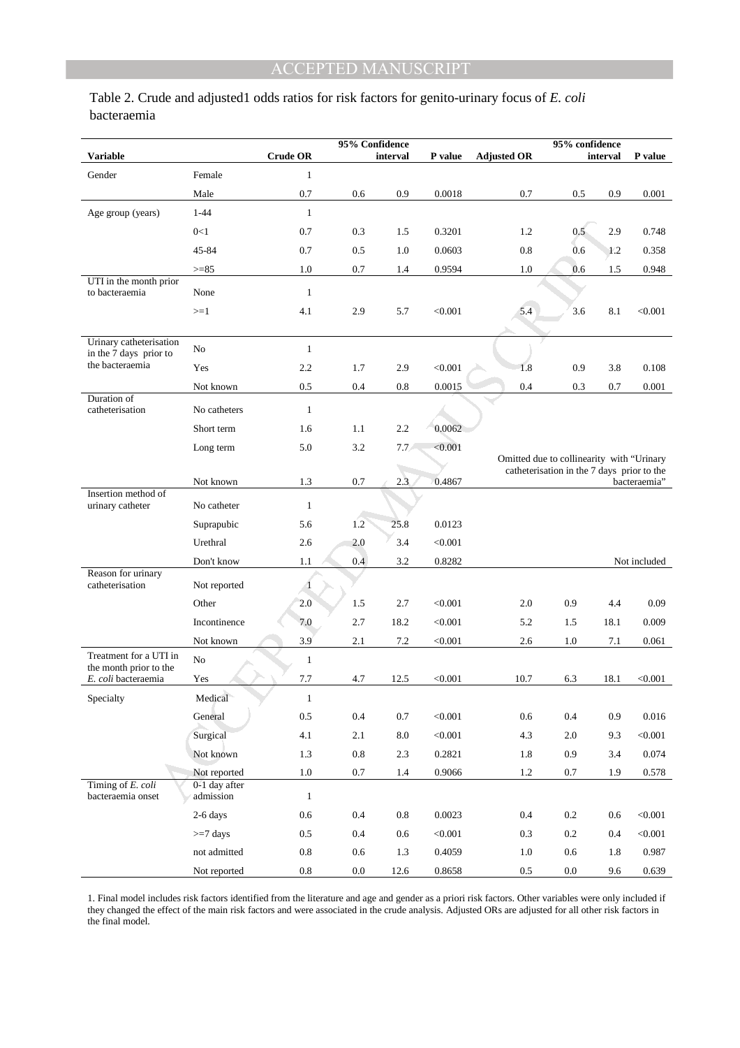Table 2. Crude and adjusted1 odds ratios for risk factors for genito-urinary focus of *E. coli* bacteraemia

| Variable | | Crude OR | 95% Confidence interval | | P value | Adjusted OR | 95% confidence interval | | P value |
|---|---|---|---|---|---|---|---|---|---|
| Gender | Female | 1 | | | | | | | |
| | Male | 0.7 | 0.6 | 0.9 | 0.0018 | 0.7 | 0.5 | 0.9 | 0.001 |
| Age group (years) | 1-44 | 1 | | | | | | | |
| | 0<1 | 0.7 | 0.3 | 1.5 | 0.3201 | 1.2 | 0.5 | 2.9 | 0.748 |
| | 45-84 | 0.7 | 0.5 | 1.0 | 0.0603 | 0.8 | 0.6 | 1.2 | 0.358 |
| | >=85 | 1.0 | 0.7 | 1.4 | 0.9594 | 1.0 | 0.6 | 1.5 | 0.948 |
| UTI in the month prior to bacteraemia | None | 1 | | | | | | | |
| | >=1 | 4.1 | 2.9 | 5.7 | <0.001 | 5.4 | 3.6 | 8.1 | <0.001 |
| Urinary catheterisation in the 7 days prior to the bacteraemia | No | 1 | | | | | | | |
| | Yes | 2.2 | 1.7 | 2.9 | <0.001 | 1.8 | 0.9 | 3.8 | 0.108 |
| | Not known | 0.5 | 0.4 | 0.8 | 0.0015 | 0.4 | 0.3 | 0.7 | 0.001 |
| Duration of catheterisation | No catheters | 1 | | | | | | | |
| | Short term | 1.6 | 1.1 | 2.2 | 0.0062 | | | | |
| | Long term | 5.0 | 3.2 | 7.7 | <0.001 | | | | |
| | Not known | 1.3 | 0.7 | 2.3 | 0.4867 | Omitted due to collinearity with "Urinary catheterisation in the 7 days prior to the bacteraemia" | | | |
| Insertion method of urinary catheter | No catheter | 1 | | | | | | | |
| | Suprapubic | 5.6 | 1.2 | 25.8 | 0.0123 | | | | |
| | Urethral | 2.6 | 2.0 | 3.4 | <0.001 | | | | |
| | Don't know | 1.1 | 0.4 | 3.2 | 0.8282 | Not included | | | |
| Reason for urinary catheterisation | Not reported | 1 | | | | | | | |
| | Other | 2.0 | 1.5 | 2.7 | <0.001 | 2.0 | 0.9 | 4.4 | 0.09 |
| | Incontinence | 7.0 | 2.7 | 18.2 | <0.001 | 5.2 | 1.5 | 18.1 | 0.009 |
| | Not known | 3.9 | 2.1 | 7.2 | <0.001 | 2.6 | 1.0 | 7.1 | 0.061 |
| Treatment for a UTI in the month prior to the *E. coli* bacteraemia | No | 1 | | | | | | | |
| | Yes | 7.7 | 4.7 | 12.5 | <0.001 | 10.7 | 6.3 | 18.1 | <0.001 |
| Specialty | Medical | 1 | | | | | | | |
| | General | 0.5 | 0.4 | 0.7 | <0.001 | 0.6 | 0.4 | 0.9 | 0.016 |
| | Surgical | 4.1 | 2.1 | 8.0 | <0.001 | 4.3 | 2.0 | 9.3 | <0.001 |
| | Not known | 1.3 | 0.8 | 2.3 | 0.2821 | 1.8 | 0.9 | 3.4 | 0.074 |
| | Not reported | 1.0 | 0.7 | 1.4 | 0.9066 | 1.2 | 0.7 | 1.9 | 0.578 |
| Timing of *E. coli* bacteraemia onset | 0-1 day after admission | 1 | | | | | | | |
| | 2-6 days | 0.6 | 0.4 | 0.8 | 0.0023 | 0.4 | 0.2 | 0.6 | <0.001 |
| | >=7 days | 0.5 | 0.4 | 0.6 | <0.001 | 0.3 | 0.2 | 0.4 | <0.001 |
| | not admitted | 0.8 | 0.6 | 1.3 | 0.4059 | 1.0 | 0.6 | 1.8 | 0.987 |
| | Not reported | 0.8 | 0.0 | 12.6 | 0.8658 | 0.5 | 0.0 | 9.6 | 0.639 |

1. Final model includes risk factors identified from the literature and age and gender as a priori risk factors. Other variables were only included if they changed the effect of the main risk factors and were associated in the crude analysis. Adjusted ORs are adjusted for all other risk factors in the final model.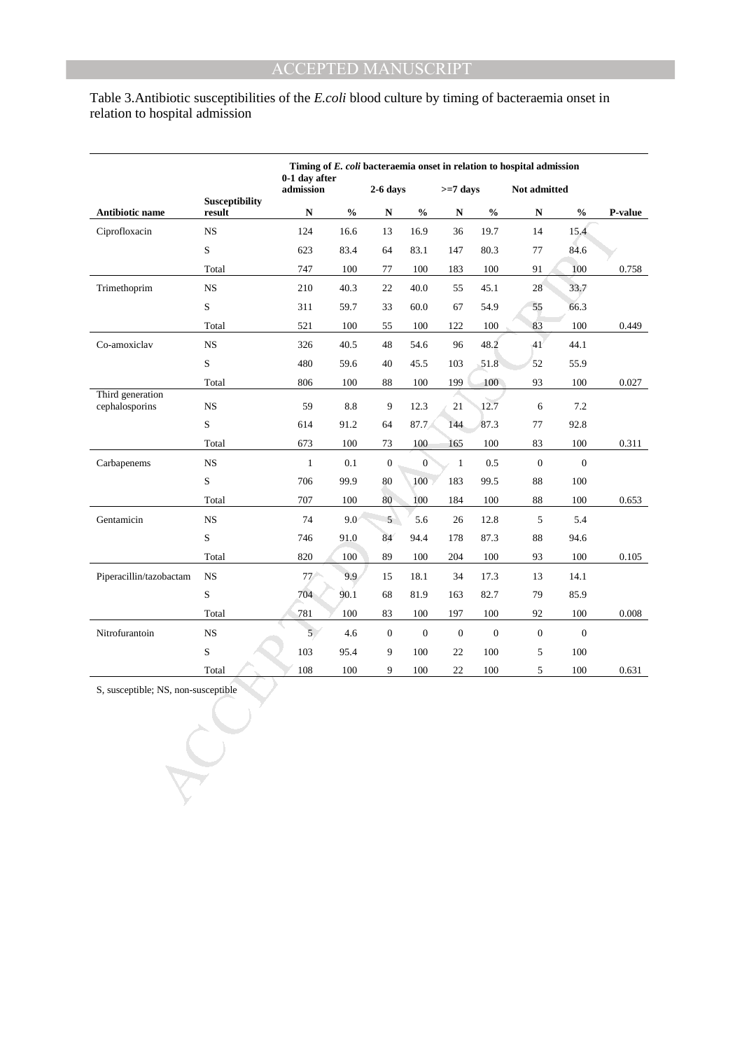Table 3.Antibiotic susceptibilities of the *E.coli* blood culture by timing of bacteraemia onset in relation to hospital admission

| | | Timing of *E. coli* bacteraemia onset in relation to hospital admission | | | | | | | | |
|---|---|---|---|---|---|---|---|---|---|---|
| | | 0-1 day after admission | | 2-6 days | | >=7 days | | Not admitted | | |
| **Antibiotic name** | **Susceptibility result** | **N** | **%** | **N** | **%** | **N** | **%** | **N** | **%** | **P-value** |
| Ciprofloxacin | NS | 124 | 16.6 | 13 | 16.9 | 36 | 19.7 | 14 | 15.4 | |
| | S | 623 | 83.4 | 64 | 83.1 | 147 | 80.3 | 77 | 84.6 | |
| | Total | 747 | 100 | 77 | 100 | 183 | 100 | 91 | 100 | 0.758 |
| Trimethoprim | NS | 210 | 40.3 | 22 | 40.0 | 55 | 45.1 | 28 | 33.7 | |
| | S | 311 | 59.7 | 33 | 60.0 | 67 | 54.9 | 55 | 66.3 | |
| | Total | 521 | 100 | 55 | 100 | 122 | 100 | 83 | 100 | 0.449 |
| Co-amoxiclav | NS | 326 | 40.5 | 48 | 54.6 | 96 | 48.2 | 41 | 44.1 | |
| | S | 480 | 59.6 | 40 | 45.5 | 103 | 51.8 | 52 | 55.9 | |
| | Total | 806 | 100 | 88 | 100 | 199 | 100 | 93 | 100 | 0.027 |
| Third generation cephalosporins | NS | 59 | 8.8 | 9 | 12.3 | 21 | 12.7 | 6 | 7.2 | |
| | S | 614 | 91.2 | 64 | 87.7 | 144 | 87.3 | 77 | 92.8 | |
| | Total | 673 | 100 | 73 | 100 | 165 | 100 | 83 | 100 | 0.311 |
| Carbapenems | NS | 1 | 0.1 | 0 | 0 | 1 | 0.5 | 0 | 0 | |
| | S | 706 | 99.9 | 80 | 100 | 183 | 99.5 | 88 | 100 | |
| | Total | 707 | 100 | 80 | 100 | 184 | 100 | 88 | 100 | 0.653 |
| Gentamicin | NS | 74 | 9.0 | 5 | 5.6 | 26 | 12.8 | 5 | 5.4 | |
| | S | 746 | 91.0 | 84 | 94.4 | 178 | 87.3 | 88 | 94.6 | |
| | Total | 820 | 100 | 89 | 100 | 204 | 100 | 93 | 100 | 0.105 |
| Piperacillin/tazobactam | NS | 77 | 9.9 | 15 | 18.1 | 34 | 17.3 | 13 | 14.1 | |
| | S | 704 | 90.1 | 68 | 81.9 | 163 | 82.7 | 79 | 85.9 | |
| | Total | 781 | 100 | 83 | 100 | 197 | 100 | 92 | 100 | 0.008 |
| Nitrofurantoin | NS | 5 | 4.6 | 0 | 0 | 0 | 0 | 0 | 0 | |
| | S | 103 | 95.4 | 9 | 100 | 22 | 100 | 5 | 100 | |
| | Total | 108 | 100 | 9 | 100 | 22 | 100 | 5 | 100 | 0.631 |

S, susceptible; NS, non-susceptible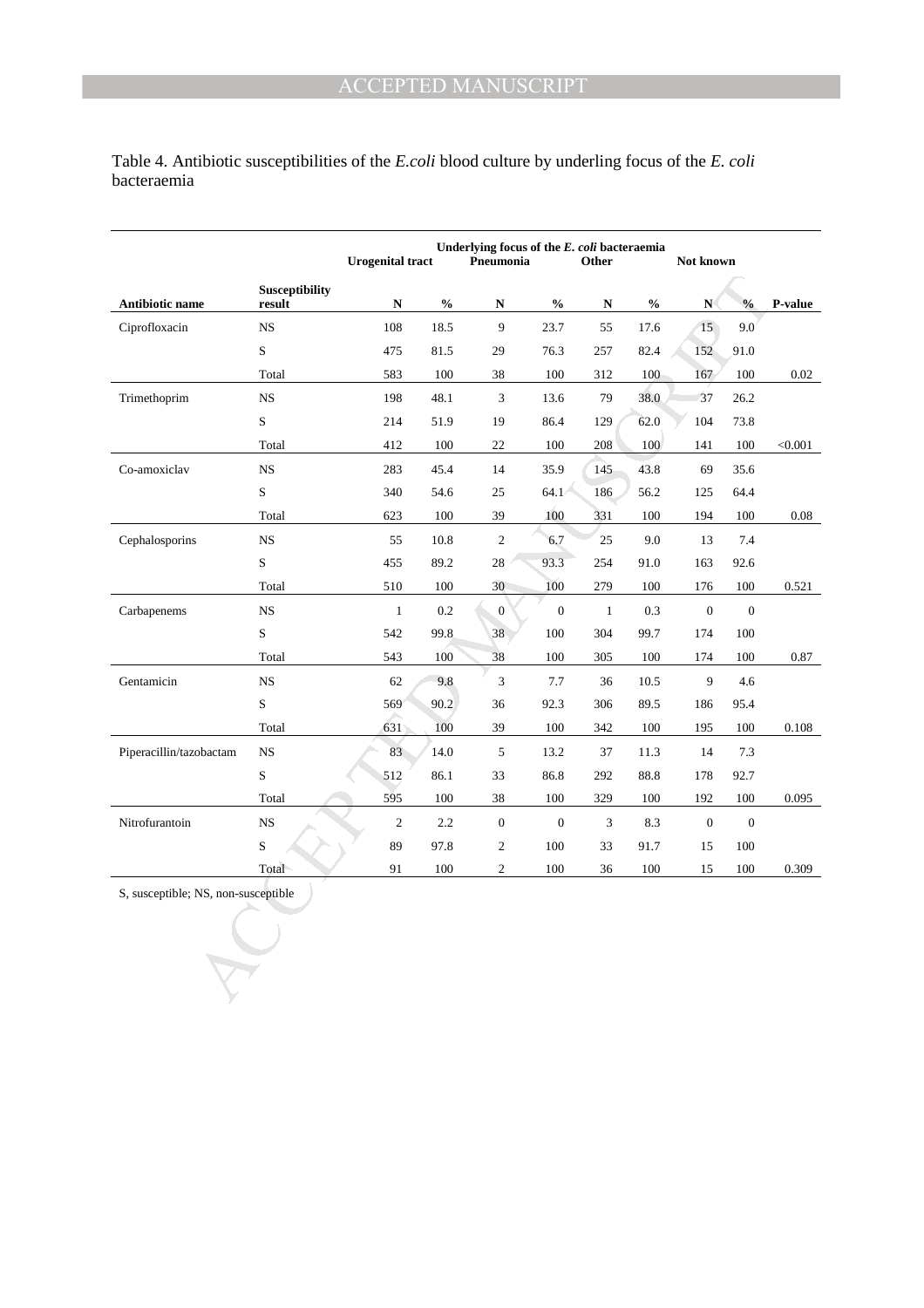Table 4. Antibiotic susceptibilities of the *E.coli* blood culture by underling focus of the *E. coli* bacteraemia

| | | Underlying focus of the *E. coli* bacteraemia | | | | | | | | |
|---|---|---|---|---|---|---|---|---|---|---|
| | | Urogenital tract | | Pneumonia | | Other | | Not known | | |
| **Antibiotic name** | **Susceptibility result** | **N** | **%** | **N** | **%** | **N** | **%** | **N** | **%** | **P-value** |
| Ciprofloxacin | NS | 108 | 18.5 | 9 | 23.7 | 55 | 17.6 | 15 | 9.0 | |
| | S | 475 | 81.5 | 29 | 76.3 | 257 | 82.4 | 152 | 91.0 | |
| | Total | 583 | 100 | 38 | 100 | 312 | 100 | 167 | 100 | 0.02 |
| Trimethoprim | NS | 198 | 48.1 | 3 | 13.6 | 79 | 38.0 | 37 | 26.2 | |
| | S | 214 | 51.9 | 19 | 86.4 | 129 | 62.0 | 104 | 73.8 | |
| | Total | 412 | 100 | 22 | 100 | 208 | 100 | 141 | 100 | <0.001 |
| Co-amoxiclav | NS | 283 | 45.4 | 14 | 35.9 | 145 | 43.8 | 69 | 35.6 | |
| | S | 340 | 54.6 | 25 | 64.1 | 186 | 56.2 | 125 | 64.4 | |
| | Total | 623 | 100 | 39 | 100 | 331 | 100 | 194 | 100 | 0.08 |
| Cephalosporins | NS | 55 | 10.8 | 2 | 6.7 | 25 | 9.0 | 13 | 7.4 | |
| | S | 455 | 89.2 | 28 | 93.3 | 254 | 91.0 | 163 | 92.6 | |
| | Total | 510 | 100 | 30 | 100 | 279 | 100 | 176 | 100 | 0.521 |
| Carbapenems | NS | 1 | 0.2 | 0 | 0 | 1 | 0.3 | 0 | 0 | |
| | S | 542 | 99.8 | 38 | 100 | 304 | 99.7 | 174 | 100 | |
| | Total | 543 | 100 | 38 | 100 | 305 | 100 | 174 | 100 | 0.87 |
| Gentamicin | NS | 62 | 9.8 | 3 | 7.7 | 36 | 10.5 | 9 | 4.6 | |
| | S | 569 | 90.2 | 36 | 92.3 | 306 | 89.5 | 186 | 95.4 | |
| | Total | 631 | 100 | 39 | 100 | 342 | 100 | 195 | 100 | 0.108 |
| Piperacillin/tazobactam | NS | 83 | 14.0 | 5 | 13.2 | 37 | 11.3 | 14 | 7.3 | |
| | S | 512 | 86.1 | 33 | 86.8 | 292 | 88.8 | 178 | 92.7 | |
| | Total | 595 | 100 | 38 | 100 | 329 | 100 | 192 | 100 | 0.095 |
| Nitrofurantoin | NS | 2 | 2.2 | 0 | 0 | 3 | 8.3 | 0 | 0 | |
| | S | 89 | 97.8 | 2 | 100 | 33 | 91.7 | 15 | 100 | |
| | Total | 91 | 100 | 2 | 100 | 36 | 100 | 15 | 100 | 0.309 |

S, susceptible; NS, non-susceptible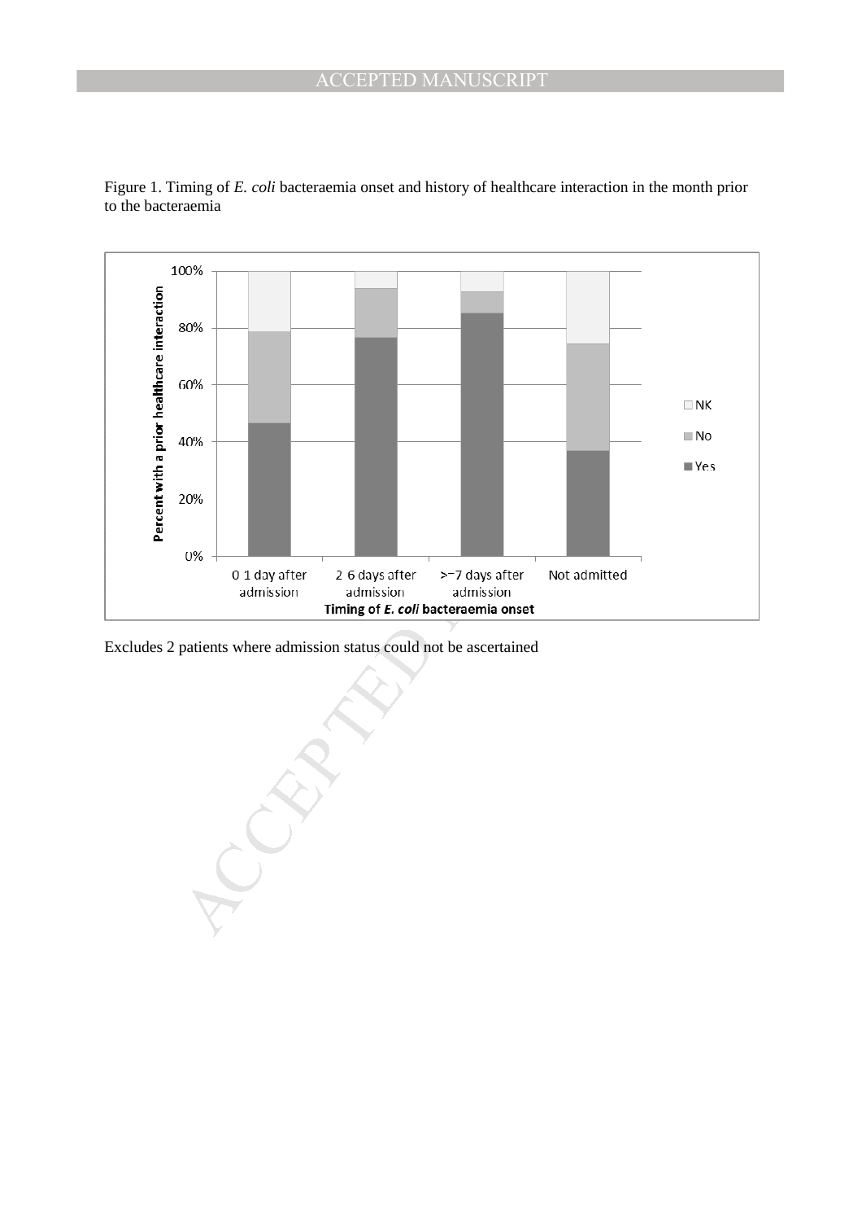Figure 1. Timing of *E. coli* bacteraemia onset and history of healthcare interaction in the month prior to the bacteraemia

Excludes 2 patients where admission status could not be ascertained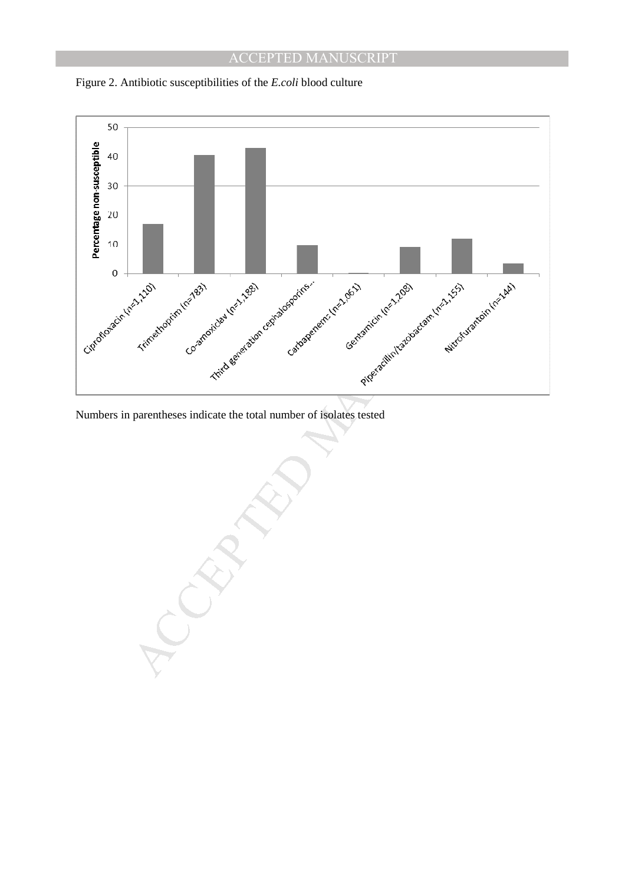Figure 2. Antibiotic susceptibilities of the *E.coli* blood culture

Percentage non-susceptible

50
40
30
20
10
0

Ciprofloxacin (n=1,110)
Trimethoprim (n=783)
Co-amoxiclav (n=1,188)
Third generation cephalosporins...
Carbapenems (n=1,061)
Gentamicin (n=1,208)
Piperacillin/tazobactam (n=1,155)
Nitrofurantoin (n=144)

Numbers in parentheses indicate the total number of isolates tested